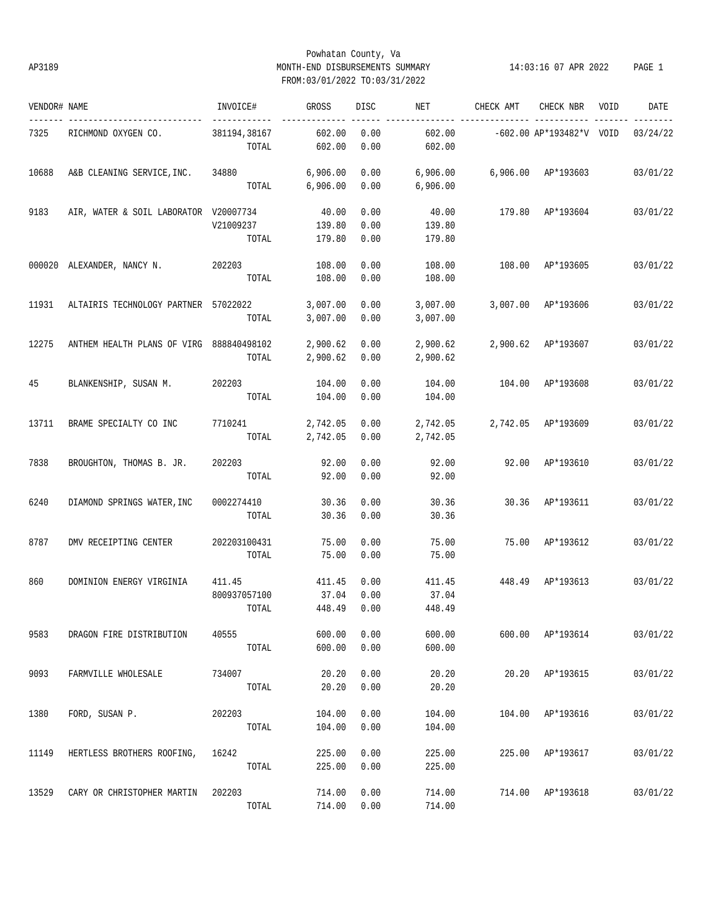AP3189

# Powhatan County, Va
## MONTH-END DISBURSEMENTS SUMMARY
FROM:03/01/2022 TO:03/31/2022

14:03:16 07 APR 2022

| VENDOR# | NAME | INVOICE# | GROSS | DISC | NET | CHECK AMT | CHECK NBR | VOID | DATE |
|---|---|---|---|---|---|---|---|---|---|
| 7325 | RICHMOND OXYGEN CO. | 381194,38167 | 602.00 | 0.00 | 602.00 | -602.00 | AP*193482*V | VOID | 03/24/22 |
| | | TOTAL | 602.00 | 0.00 | 602.00 | | | | |
| 10688 | A&B CLEANING SERVICE,INC. | 34880 | 6,906.00 | 0.00 | 6,906.00 | 6,906.00 | AP*193603 | | 03/01/22 |
| | | TOTAL | 6,906.00 | 0.00 | 6,906.00 | | | | |
| 9183 | AIR, WATER & SOIL LABORATOR | V20007734 | 40.00 | 0.00 | 40.00 | 179.80 | AP*193604 | | 03/01/22 |
| | | V21009237 | 139.80 | 0.00 | 139.80 | | | | |
| | | TOTAL | 179.80 | 0.00 | 179.80 | | | | |
| 000020 | ALEXANDER, NANCY N. | 202203 | 108.00 | 0.00 | 108.00 | 108.00 | AP*193605 | | 03/01/22 |
| | | TOTAL | 108.00 | 0.00 | 108.00 | | | | |
| 11931 | ALTAIRIS TECHNOLOGY PARTNER | 57022022 | 3,007.00 | 0.00 | 3,007.00 | 3,007.00 | AP*193606 | | 03/01/22 |
| | | TOTAL | 3,007.00 | 0.00 | 3,007.00 | | | | |
| 12275 | ANTHEM HEALTH PLANS OF VIRG | 888840498102 | 2,900.62 | 0.00 | 2,900.62 | 2,900.62 | AP*193607 | | 03/01/22 |
| | | TOTAL | 2,900.62 | 0.00 | 2,900.62 | | | | |
| 45 | BLANKENSHIP, SUSAN M. | 202203 | 104.00 | 0.00 | 104.00 | 104.00 | AP*193608 | | 03/01/22 |
| | | TOTAL | 104.00 | 0.00 | 104.00 | | | | |
| 13711 | BRAME SPECIALTY CO INC | 7710241 | 2,742.05 | 0.00 | 2,742.05 | 2,742.05 | AP*193609 | | 03/01/22 |
| | | TOTAL | 2,742.05 | 0.00 | 2,742.05 | | | | |
| 7838 | BROUGHTON, THOMAS B. JR. | 202203 | 92.00 | 0.00 | 92.00 | 92.00 | AP*193610 | | 03/01/22 |
| | | TOTAL | 92.00 | 0.00 | 92.00 | | | | |
| 6240 | DIAMOND SPRINGS WATER,INC | 0002274410 | 30.36 | 0.00 | 30.36 | 30.36 | AP*193611 | | 03/01/22 |
| | | TOTAL | 30.36 | 0.00 | 30.36 | | | | |
| 8787 | DMV RECEIPTING CENTER | 202203100431 | 75.00 | 0.00 | 75.00 | 75.00 | AP*193612 | | 03/01/22 |
| | | TOTAL | 75.00 | 0.00 | 75.00 | | | | |
| 860 | DOMINION ENERGY VIRGINIA | 411.45 | 411.45 | 0.00 | 411.45 | 448.49 | AP*193613 | | 03/01/22 |
| | | 800937057100 | 37.04 | 0.00 | 37.04 | | | | |
| | | TOTAL | 448.49 | 0.00 | 448.49 | | | | |
| 9583 | DRAGON FIRE DISTRIBUTION | 40555 | 600.00 | 0.00 | 600.00 | 600.00 | AP*193614 | | 03/01/22 |
| | | TOTAL | 600.00 | 0.00 | 600.00 | | | | |
| 9093 | FARMVILLE WHOLESALE | 734007 | 20.20 | 0.00 | 20.20 | 20.20 | AP*193615 | | 03/01/22 |
| | | TOTAL | 20.20 | 0.00 | 20.20 | | | | |
| 1380 | FORD, SUSAN P. | 202203 | 104.00 | 0.00 | 104.00 | 104.00 | AP*193616 | | 03/01/22 |
| | | TOTAL | 104.00 | 0.00 | 104.00 | | | | |
| 11149 | HERTLESS BROTHERS ROOFING, | 16242 | 225.00 | 0.00 | 225.00 | 225.00 | AP*193617 | | 03/01/22 |
| | | TOTAL | 225.00 | 0.00 | 225.00 | | | | |
| 13529 | CARY OR CHRISTOPHER MARTIN | 202203 | 714.00 | 0.00 | 714.00 | 714.00 | AP*193618 | | 03/01/22 |
| | | TOTAL | 714.00 | 0.00 | 714.00 | | | | |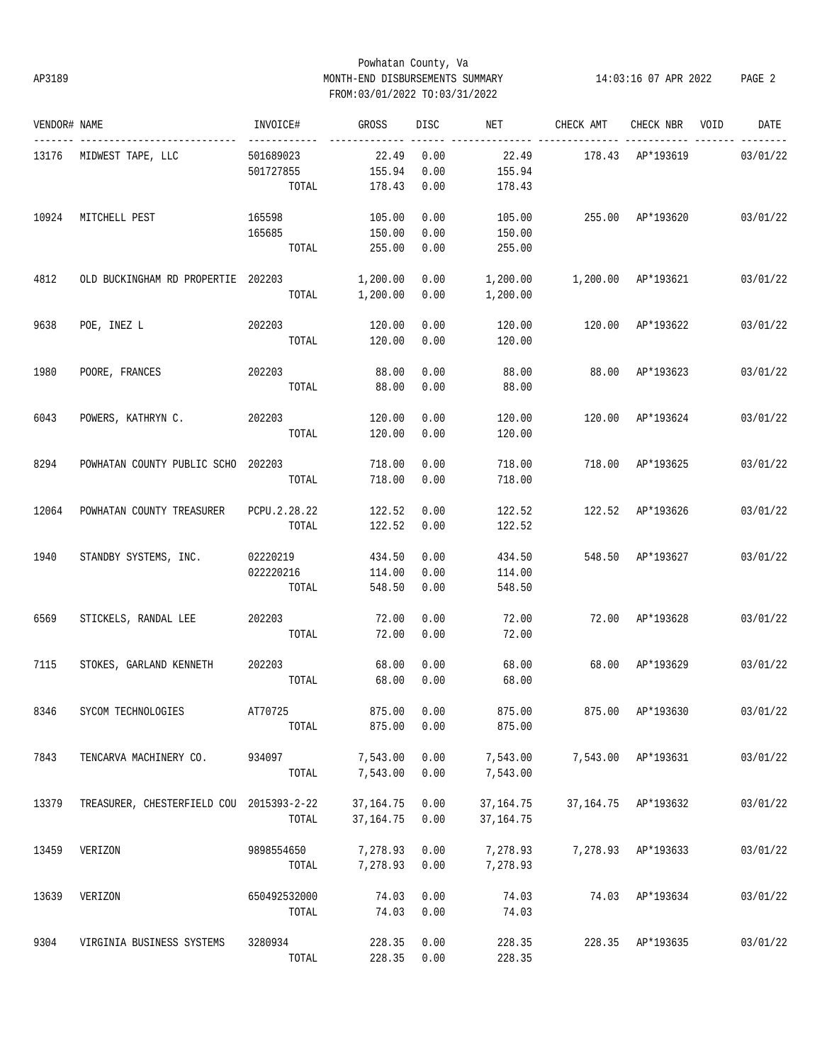Powhatan County, Va

AP3189 MONTH-END DISBURSEMENTS SUMMARY 14:03:16 07 APR 2022

FROM:03/01/2022 TO:03/31/2022

| VENDOR# | NAME | INVOICE# | GROSS | DISC | NET | CHECK AMT | CHECK NBR | VOID | DATE |
|---|---|---|---|---|---|---|---|---|---|
| 13176 | MIDWEST TAPE, LLC | 501689023 | 22.49 | 0.00 | 22.49 | 178.43 | AP*193619 | | 03/01/22 |
| | | 501727855 | 155.94 | 0.00 | 155.94 | | | | |
| | | TOTAL | 178.43 | 0.00 | 178.43 | | | | |
| 10924 | MITCHELL PEST | 165598 | 105.00 | 0.00 | 105.00 | 255.00 | AP*193620 | | 03/01/22 |
| | | 165685 | 150.00 | 0.00 | 150.00 | | | | |
| | | TOTAL | 255.00 | 0.00 | 255.00 | | | | |
| 4812 | OLD BUCKINGHAM RD PROPERTIE | 202203 | 1,200.00 | 0.00 | 1,200.00 | 1,200.00 | AP*193621 | | 03/01/22 |
| | | TOTAL | 1,200.00 | 0.00 | 1,200.00 | | | | |
| 9638 | POE, INEZ L | 202203 | 120.00 | 0.00 | 120.00 | 120.00 | AP*193622 | | 03/01/22 |
| | | TOTAL | 120.00 | 0.00 | 120.00 | | | | |
| 1980 | POORE, FRANCES | 202203 | 88.00 | 0.00 | 88.00 | 88.00 | AP*193623 | | 03/01/22 |
| | | TOTAL | 88.00 | 0.00 | 88.00 | | | | |
| 6043 | POWERS, KATHRYN C. | 202203 | 120.00 | 0.00 | 120.00 | 120.00 | AP*193624 | | 03/01/22 |
| | | TOTAL | 120.00 | 0.00 | 120.00 | | | | |
| 8294 | POWHATAN COUNTY PUBLIC SCHO | 202203 | 718.00 | 0.00 | 718.00 | 718.00 | AP*193625 | | 03/01/22 |
| | | TOTAL | 718.00 | 0.00 | 718.00 | | | | |
| 12064 | POWHATAN COUNTY TREASURER | PCPU.2.28.22 | 122.52 | 0.00 | 122.52 | 122.52 | AP*193626 | | 03/01/22 |
| | | TOTAL | 122.52 | 0.00 | 122.52 | | | | |
| 1940 | STANDBY SYSTEMS, INC. | 02220219 | 434.50 | 0.00 | 434.50 | 548.50 | AP*193627 | | 03/01/22 |
| | | 022220216 | 114.00 | 0.00 | 114.00 | | | | |
| | | TOTAL | 548.50 | 0.00 | 548.50 | | | | |
| 6569 | STICKELS, RANDAL LEE | 202203 | 72.00 | 0.00 | 72.00 | 72.00 | AP*193628 | | 03/01/22 |
| | | TOTAL | 72.00 | 0.00 | 72.00 | | | | |
| 7115 | STOKES, GARLAND KENNETH | 202203 | 68.00 | 0.00 | 68.00 | 68.00 | AP*193629 | | 03/01/22 |
| | | TOTAL | 68.00 | 0.00 | 68.00 | | | | |
| 8346 | SYCOM TECHNOLOGIES | AT70725 | 875.00 | 0.00 | 875.00 | 875.00 | AP*193630 | | 03/01/22 |
| | | TOTAL | 875.00 | 0.00 | 875.00 | | | | |
| 7843 | TENCARVA MACHINERY CO. | 934097 | 7,543.00 | 0.00 | 7,543.00 | 7,543.00 | AP*193631 | | 03/01/22 |
| | | TOTAL | 7,543.00 | 0.00 | 7,543.00 | | | | |
| 13379 | TREASURER, CHESTERFIELD COU | 2015393-2-22 | 37,164.75 | 0.00 | 37,164.75 | 37,164.75 | AP*193632 | | 03/01/22 |
| | | TOTAL | 37,164.75 | 0.00 | 37,164.75 | | | | |
| 13459 | VERIZON | 9898554650 | 7,278.93 | 0.00 | 7,278.93 | 7,278.93 | AP*193633 | | 03/01/22 |
| | | TOTAL | 7,278.93 | 0.00 | 7,278.93 | | | | |
| 13639 | VERIZON | 650492532000 | 74.03 | 0.00 | 74.03 | 74.03 | AP*193634 | | 03/01/22 |
| | | TOTAL | 74.03 | 0.00 | 74.03 | | | | |
| 9304 | VIRGINIA BUSINESS SYSTEMS | 3280934 | 228.35 | 0.00 | 228.35 | 228.35 | AP*193635 | | 03/01/22 |
| | | TOTAL | 228.35 | 0.00 | 228.35 | | | | |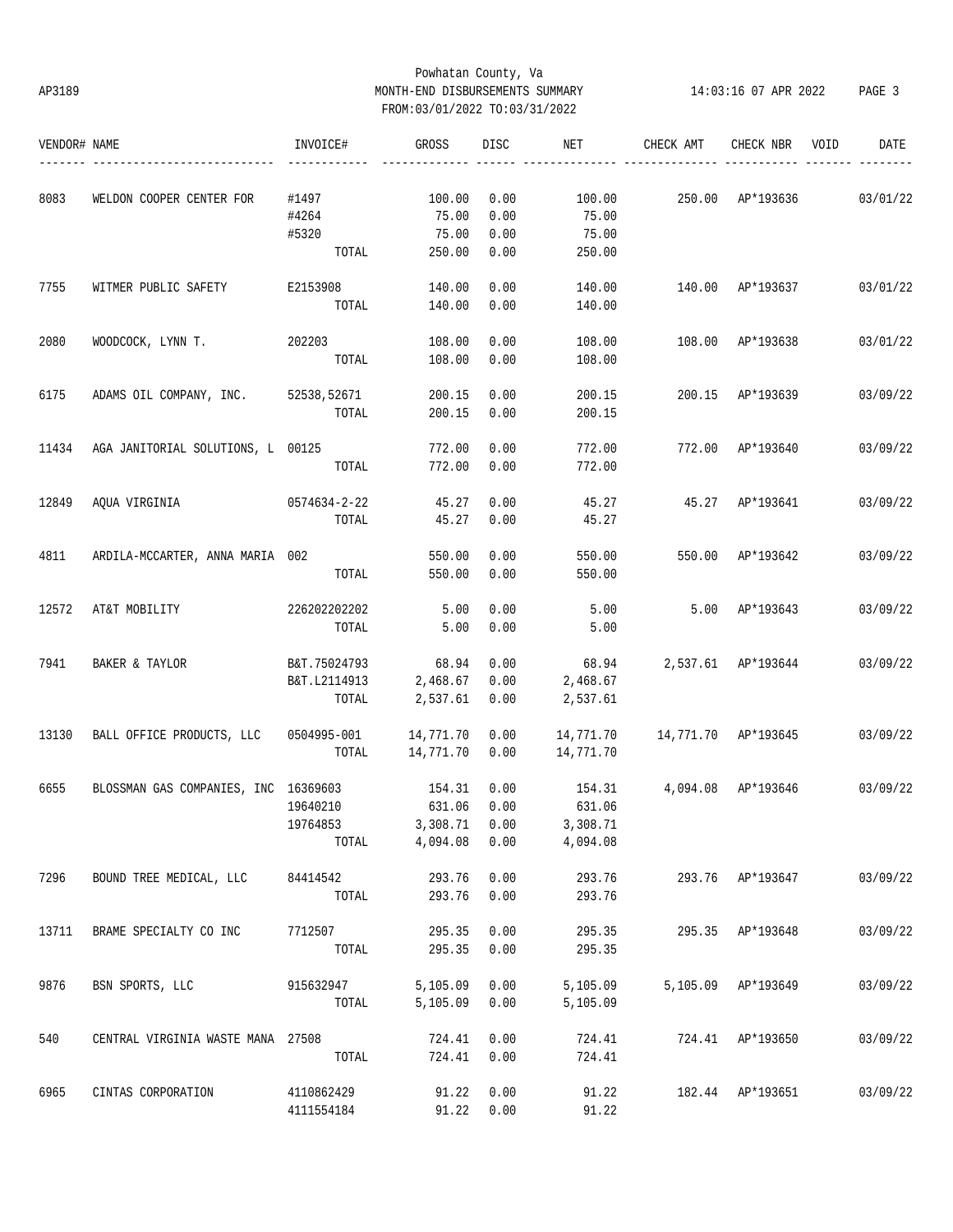Powhatan County, Va
AP3189 MONTH-END DISBURSEMENTS SUMMARY 14:03:16 07 APR 2022 PAGE 3
FROM:03/01/2022 TO:03/31/2022

| VENDOR# | NAME | INVOICE# | GROSS | DISC | NET | CHECK AMT | CHECK NBR | VOID | DATE |
|---|---|---|---|---|---|---|---|---|---|
| 8083 | WELDON COOPER CENTER FOR | #1497 | 100.00 | 0.00 | 100.00 | 250.00 | AP*193636 | | 03/01/22 |
| | | #4264 | 75.00 | 0.00 | 75.00 | | | | |
| | | #5320 | 75.00 | 0.00 | 75.00 | | | | |
| | | TOTAL | 250.00 | 0.00 | 250.00 | | | | |
| 7755 | WITMER PUBLIC SAFETY | E2153908 | 140.00 | 0.00 | 140.00 | 140.00 | AP*193637 | | 03/01/22 |
| | | TOTAL | 140.00 | 0.00 | 140.00 | | | | |
| 2080 | WOODCOCK, LYNN T. | 202203 | 108.00 | 0.00 | 108.00 | 108.00 | AP*193638 | | 03/01/22 |
| | | TOTAL | 108.00 | 0.00 | 108.00 | | | | |
| 6175 | ADAMS OIL COMPANY, INC. | 52538,52671 | 200.15 | 0.00 | 200.15 | 200.15 | AP*193639 | | 03/09/22 |
| | | TOTAL | 200.15 | 0.00 | 200.15 | | | | |
| 11434 | AGA JANITORIAL SOLUTIONS, L | 00125 | 772.00 | 0.00 | 772.00 | 772.00 | AP*193640 | | 03/09/22 |
| | | TOTAL | 772.00 | 0.00 | 772.00 | | | | |
| 12849 | AQUA VIRGINIA | 0574634-2-22 | 45.27 | 0.00 | 45.27 | 45.27 | AP*193641 | | 03/09/22 |
| | | TOTAL | 45.27 | 0.00 | 45.27 | | | | |
| 4811 | ARDILA-MCCARTER, ANNA MARIA | 002 | 550.00 | 0.00 | 550.00 | 550.00 | AP*193642 | | 03/09/22 |
| | | TOTAL | 550.00 | 0.00 | 550.00 | | | | |
| 12572 | AT&T MOBILITY | 226202202202 | 5.00 | 0.00 | 5.00 | 5.00 | AP*193643 | | 03/09/22 |
| | | TOTAL | 5.00 | 0.00 | 5.00 | | | | |
| 7941 | BAKER & TAYLOR | B&T.75024793 | 68.94 | 0.00 | 68.94 | 2,537.61 | AP*193644 | | 03/09/22 |
| | | B&T.L2114913 | 2,468.67 | 0.00 | 2,468.67 | | | | |
| | | TOTAL | 2,537.61 | 0.00 | 2,537.61 | | | | |
| 13130 | BALL OFFICE PRODUCTS, LLC | 0504995-001 | 14,771.70 | 0.00 | 14,771.70 | 14,771.70 | AP*193645 | | 03/09/22 |
| | | TOTAL | 14,771.70 | 0.00 | 14,771.70 | | | | |
| 6655 | BLOSSMAN GAS COMPANIES, INC | 16369603 | 154.31 | 0.00 | 154.31 | 4,094.08 | AP*193646 | | 03/09/22 |
| | | 19640210 | 631.06 | 0.00 | 631.06 | | | | |
| | | 19764853 | 3,308.71 | 0.00 | 3,308.71 | | | | |
| | | TOTAL | 4,094.08 | 0.00 | 4,094.08 | | | | |
| 7296 | BOUND TREE MEDICAL, LLC | 84414542 | 293.76 | 0.00 | 293.76 | 293.76 | AP*193647 | | 03/09/22 |
| | | TOTAL | 293.76 | 0.00 | 293.76 | | | | |
| 13711 | BRAME SPECIALTY CO INC | 7712507 | 295.35 | 0.00 | 295.35 | 295.35 | AP*193648 | | 03/09/22 |
| | | TOTAL | 295.35 | 0.00 | 295.35 | | | | |
| 9876 | BSN SPORTS, LLC | 915632947 | 5,105.09 | 0.00 | 5,105.09 | 5,105.09 | AP*193649 | | 03/09/22 |
| | | TOTAL | 5,105.09 | 0.00 | 5,105.09 | | | | |
| 540 | CENTRAL VIRGINIA WASTE MANA | 27508 | 724.41 | 0.00 | 724.41 | 724.41 | AP*193650 | | 03/09/22 |
| | | TOTAL | 724.41 | 0.00 | 724.41 | | | | |
| 6965 | CINTAS CORPORATION | 4110862429 | 91.22 | 0.00 | 91.22 | 182.44 | AP*193651 | | 03/09/22 |
| | | 4111554184 | 91.22 | 0.00 | 91.22 | | | | |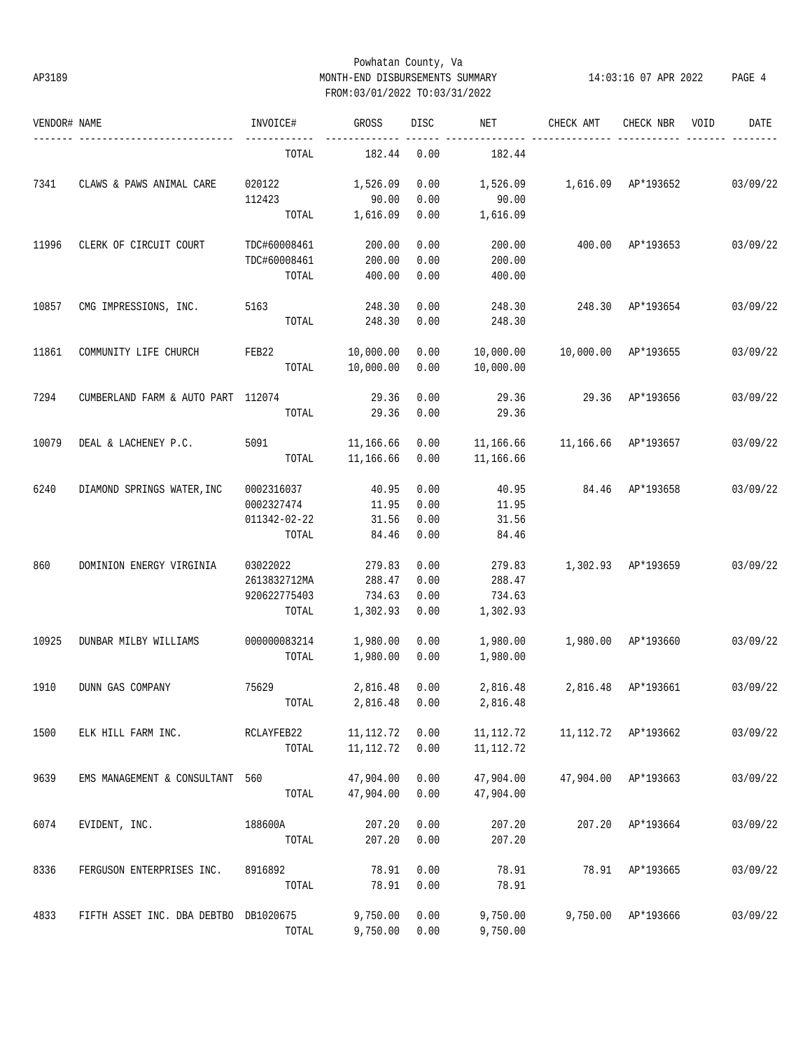Powhatan County, Va
AP3189 MONTH-END DISBURSEMENTS SUMMARY 14:03:16 07 APR 2022
FROM:03/01/2022 TO:03/31/2022

| VENDOR# | NAME | INVOICE# | GROSS | DISC | NET | CHECK AMT | CHECK NBR | VOID | DATE |
|---|---|---|---|---|---|---|---|---|---|
| | | TOTAL | 182.44 | 0.00 | 182.44 | | | | |
| 7341 | CLAWS & PAWS ANIMAL CARE | 020122 | 1,526.09 | 0.00 | 1,526.09 | 1,616.09 | AP*193652 | | 03/09/22 |
| | | 112423 | 90.00 | 0.00 | 90.00 | | | | |
| | | TOTAL | 1,616.09 | 0.00 | 1,616.09 | | | | |
| 11996 | CLERK OF CIRCUIT COURT | TDC#60008461 | 200.00 | 0.00 | 200.00 | 400.00 | AP*193653 | | 03/09/22 |
| | | TDC#60008461 | 200.00 | 0.00 | 200.00 | | | | |
| | | TOTAL | 400.00 | 0.00 | 400.00 | | | | |
| 10857 | CMG IMPRESSIONS, INC. | 5163 | 248.30 | 0.00 | 248.30 | 248.30 | AP*193654 | | 03/09/22 |
| | | TOTAL | 248.30 | 0.00 | 248.30 | | | | |
| 11861 | COMMUNITY LIFE CHURCH | FEB22 | 10,000.00 | 0.00 | 10,000.00 | 10,000.00 | AP*193655 | | 03/09/22 |
| | | TOTAL | 10,000.00 | 0.00 | 10,000.00 | | | | |
| 7294 | CUMBERLAND FARM & AUTO PART | 112074 | 29.36 | 0.00 | 29.36 | 29.36 | AP*193656 | | 03/09/22 |
| | | TOTAL | 29.36 | 0.00 | 29.36 | | | | |
| 10079 | DEAL & LACHENEY P.C. | 5091 | 11,166.66 | 0.00 | 11,166.66 | 11,166.66 | AP*193657 | | 03/09/22 |
| | | TOTAL | 11,166.66 | 0.00 | 11,166.66 | | | | |
| 6240 | DIAMOND SPRINGS WATER,INC | 0002316037 | 40.95 | 0.00 | 40.95 | 84.46 | AP*193658 | | 03/09/22 |
| | | 0002327474 | 11.95 | 0.00 | 11.95 | | | | |
| | | 011342-02-22 | 31.56 | 0.00 | 31.56 | | | | |
| | | TOTAL | 84.46 | 0.00 | 84.46 | | | | |
| 860 | DOMINION ENERGY VIRGINIA | 03022022 | 279.83 | 0.00 | 279.83 | 1,302.93 | AP*193659 | | 03/09/22 |
| | | 2613832712MA | 288.47 | 0.00 | 288.47 | | | | |
| | | 920622775403 | 734.63 | 0.00 | 734.63 | | | | |
| | | TOTAL | 1,302.93 | 0.00 | 1,302.93 | | | | |
| 10925 | DUNBAR MILBY WILLIAMS | 000000083214 | 1,980.00 | 0.00 | 1,980.00 | 1,980.00 | AP*193660 | | 03/09/22 |
| | | TOTAL | 1,980.00 | 0.00 | 1,980.00 | | | | |
| 1910 | DUNN GAS COMPANY | 75629 | 2,816.48 | 0.00 | 2,816.48 | 2,816.48 | AP*193661 | | 03/09/22 |
| | | TOTAL | 2,816.48 | 0.00 | 2,816.48 | | | | |
| 1500 | ELK HILL FARM INC. | RCLAYFEB22 | 11,112.72 | 0.00 | 11,112.72 | 11,112.72 | AP*193662 | | 03/09/22 |
| | | TOTAL | 11,112.72 | 0.00 | 11,112.72 | | | | |
| 9639 | EMS MANAGEMENT & CONSULTANT | 560 | 47,904.00 | 0.00 | 47,904.00 | 47,904.00 | AP*193663 | | 03/09/22 |
| | | TOTAL | 47,904.00 | 0.00 | 47,904.00 | | | | |
| 6074 | EVIDENT, INC. | 188600A | 207.20 | 0.00 | 207.20 | 207.20 | AP*193664 | | 03/09/22 |
| | | TOTAL | 207.20 | 0.00 | 207.20 | | | | |
| 8336 | FERGUSON ENTERPRISES INC. | 8916892 | 78.91 | 0.00 | 78.91 | 78.91 | AP*193665 | | 03/09/22 |
| | | TOTAL | 78.91 | 0.00 | 78.91 | | | | |
| 4833 | FIFTH ASSET INC. DBA DEBTBO | DB1020675 | 9,750.00 | 0.00 | 9,750.00 | 9,750.00 | AP*193666 | | 03/09/22 |
| | | TOTAL | 9,750.00 | 0.00 | 9,750.00 | | | | |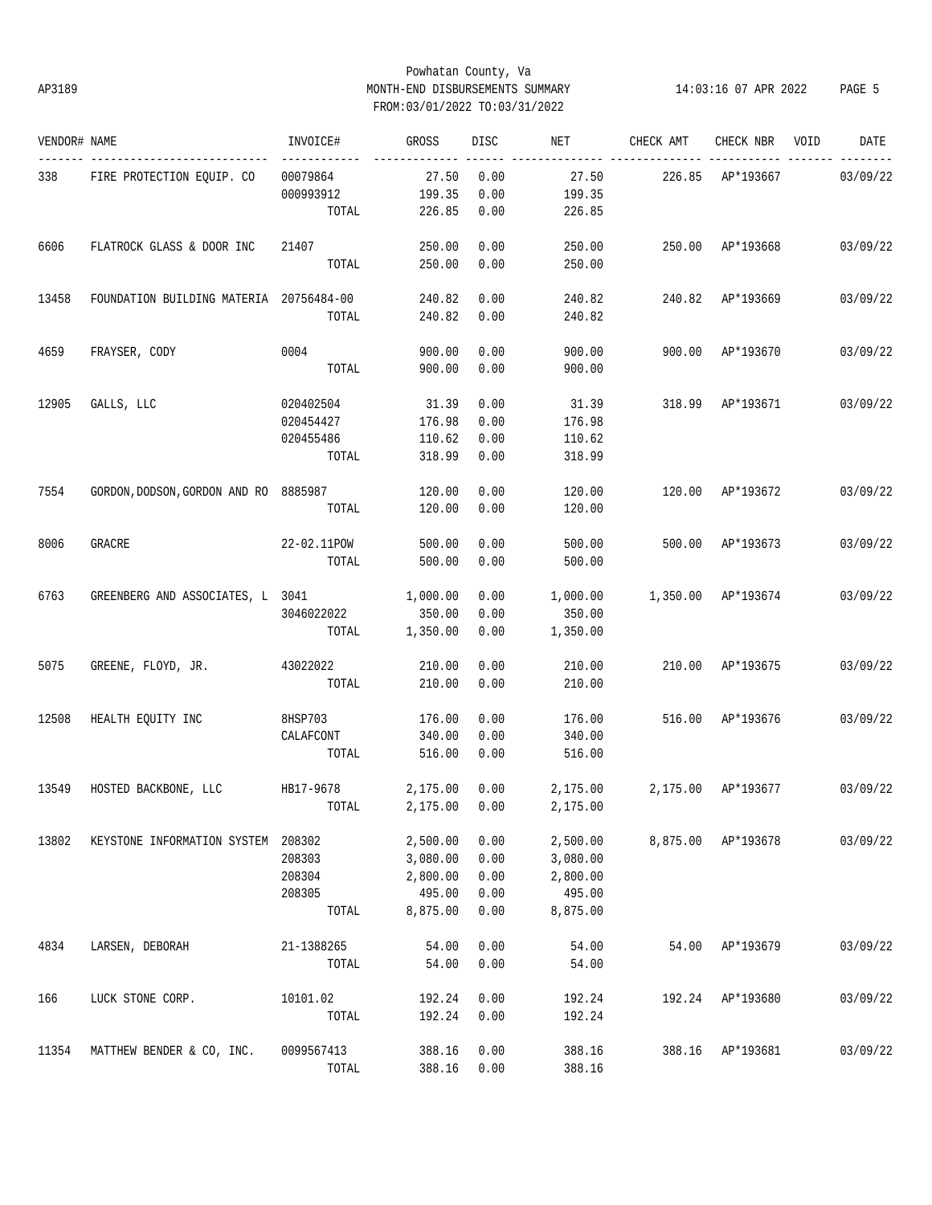Powhatan County, Va

AP3189 MONTH-END DISBURSEMENTS SUMMARY 14:03:16 07 APR 2022

FROM:03/01/2022 TO:03/31/2022

| VENDOR# | NAME | INVOICE# | GROSS | DISC | NET | CHECK AMT | CHECK NBR | VOID | DATE |
|---|---|---|---|---|---|---|---|---|---|
| 338 | FIRE PROTECTION EQUIP. CO | 00079864 | 27.50 | 0.00 | 27.50 | 226.85 | AP*193667 | | 03/09/22 |
| | | 000993912 | 199.35 | 0.00 | 199.35 | | | | |
| | | TOTAL | 226.85 | 0.00 | 226.85 | | | | |
| 6606 | FLATROCK GLASS & DOOR INC | 21407 | 250.00 | 0.00 | 250.00 | 250.00 | AP*193668 | | 03/09/22 |
| | | TOTAL | 250.00 | 0.00 | 250.00 | | | | |
| 13458 | FOUNDATION BUILDING MATERIA | 20756484-00 | 240.82 | 0.00 | 240.82 | 240.82 | AP*193669 | | 03/09/22 |
| | | TOTAL | 240.82 | 0.00 | 240.82 | | | | |
| 4659 | FRAYSER, CODY | 0004 | 900.00 | 0.00 | 900.00 | 900.00 | AP*193670 | | 03/09/22 |
| | | TOTAL | 900.00 | 0.00 | 900.00 | | | | |
| 12905 | GALLS, LLC | 020402504 | 31.39 | 0.00 | 31.39 | 318.99 | AP*193671 | | 03/09/22 |
| | | 020454427 | 176.98 | 0.00 | 176.98 | | | | |
| | | 020455486 | 110.62 | 0.00 | 110.62 | | | | |
| | | TOTAL | 318.99 | 0.00 | 318.99 | | | | |
| 7554 | GORDON,DODSON,GORDON AND RO | 8885987 | 120.00 | 0.00 | 120.00 | 120.00 | AP*193672 | | 03/09/22 |
| | | TOTAL | 120.00 | 0.00 | 120.00 | | | | |
| 8006 | GRACRE | 22-02.11POW | 500.00 | 0.00 | 500.00 | 500.00 | AP*193673 | | 03/09/22 |
| | | TOTAL | 500.00 | 0.00 | 500.00 | | | | |
| 6763 | GREENBERG AND ASSOCIATES, L | 3041 | 1,000.00 | 0.00 | 1,000.00 | 1,350.00 | AP*193674 | | 03/09/22 |
| | | 3046022022 | 350.00 | 0.00 | 350.00 | | | | |
| | | TOTAL | 1,350.00 | 0.00 | 1,350.00 | | | | |
| 5075 | GREENE, FLOYD, JR. | 43022022 | 210.00 | 0.00 | 210.00 | 210.00 | AP*193675 | | 03/09/22 |
| | | TOTAL | 210.00 | 0.00 | 210.00 | | | | |
| 12508 | HEALTH EQUITY INC | 8HSP703 | 176.00 | 0.00 | 176.00 | 516.00 | AP*193676 | | 03/09/22 |
| | | CALAFCONT | 340.00 | 0.00 | 340.00 | | | | |
| | | TOTAL | 516.00 | 0.00 | 516.00 | | | | |
| 13549 | HOSTED BACKBONE, LLC | HB17-9678 | 2,175.00 | 0.00 | 2,175.00 | 2,175.00 | AP*193677 | | 03/09/22 |
| | | TOTAL | 2,175.00 | 0.00 | 2,175.00 | | | | |
| 13802 | KEYSTONE INFORMATION SYSTEM | 208302 | 2,500.00 | 0.00 | 2,500.00 | 8,875.00 | AP*193678 | | 03/09/22 |
| | | 208303 | 3,080.00 | 0.00 | 3,080.00 | | | | |
| | | 208304 | 2,800.00 | 0.00 | 2,800.00 | | | | |
| | | 208305 | 495.00 | 0.00 | 495.00 | | | | |
| | | TOTAL | 8,875.00 | 0.00 | 8,875.00 | | | | |
| 4834 | LARSEN, DEBORAH | 21-1388265 | 54.00 | 0.00 | 54.00 | 54.00 | AP*193679 | | 03/09/22 |
| | | TOTAL | 54.00 | 0.00 | 54.00 | | | | |
| 166 | LUCK STONE CORP. | 10101.02 | 192.24 | 0.00 | 192.24 | 192.24 | AP*193680 | | 03/09/22 |
| | | TOTAL | 192.24 | 0.00 | 192.24 | | | | |
| 11354 | MATTHEW BENDER & CO, INC. | 0099567413 | 388.16 | 0.00 | 388.16 | 388.16 | AP*193681 | | 03/09/22 |
| | | TOTAL | 388.16 | 0.00 | 388.16 | | | | |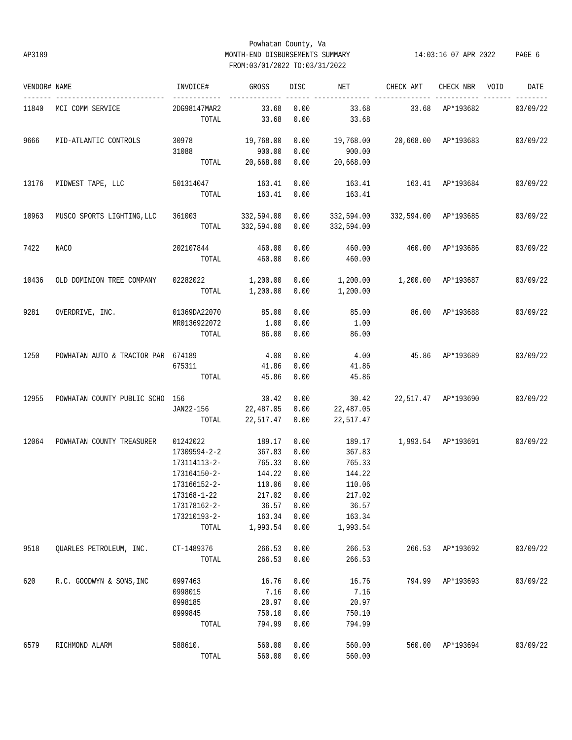Powhatan County, Va
AP3189 MONTH-END DISBURSEMENTS SUMMARY 14:03:16 07 APR 2022
FROM:03/01/2022 TO:03/31/2022

| VENDOR# | NAME | INVOICE# | GROSS | DISC | NET | CHECK AMT | CHECK NBR | VOID | DATE |
|---|---|---|---|---|---|---|---|---|---|
| 11840 | MCI COMM SERVICE | 2DG98147MAR2 | 33.68 | 0.00 | 33.68 | 33.68 | AP*193682 | | 03/09/22 |
| | | TOTAL | 33.68 | 0.00 | 33.68 | | | | |
| 9666 | MID-ATLANTIC CONTROLS | 30978 | 19,768.00 | 0.00 | 19,768.00 | 20,668.00 | AP*193683 | | 03/09/22 |
| | | 31088 | 900.00 | 0.00 | 900.00 | | | | |
| | | TOTAL | 20,668.00 | 0.00 | 20,668.00 | | | | |
| 13176 | MIDWEST TAPE, LLC | 501314047 | 163.41 | 0.00 | 163.41 | 163.41 | AP*193684 | | 03/09/22 |
| | | TOTAL | 163.41 | 0.00 | 163.41 | | | | |
| 10963 | MUSCO SPORTS LIGHTING,LLC | 361003 | 332,594.00 | 0.00 | 332,594.00 | 332,594.00 | AP*193685 | | 03/09/22 |
| | | TOTAL | 332,594.00 | 0.00 | 332,594.00 | | | | |
| 7422 | NACO | 202107844 | 460.00 | 0.00 | 460.00 | 460.00 | AP*193686 | | 03/09/22 |
| | | TOTAL | 460.00 | 0.00 | 460.00 | | | | |
| 10436 | OLD DOMINION TREE COMPANY | 02282022 | 1,200.00 | 0.00 | 1,200.00 | 1,200.00 | AP*193687 | | 03/09/22 |
| | | TOTAL | 1,200.00 | 0.00 | 1,200.00 | | | | |
| 9281 | OVERDRIVE, INC. | 01369DA22070 | 85.00 | 0.00 | 85.00 | 86.00 | AP*193688 | | 03/09/22 |
| | | MR0136922072 | 1.00 | 0.00 | 1.00 | | | | |
| | | TOTAL | 86.00 | 0.00 | 86.00 | | | | |
| 1250 | POWHATAN AUTO & TRACTOR PAR | 674189 | 4.00 | 0.00 | 4.00 | 45.86 | AP*193689 | | 03/09/22 |
| | | 675311 | 41.86 | 0.00 | 41.86 | | | | |
| | | TOTAL | 45.86 | 0.00 | 45.86 | | | | |
| 12955 | POWHATAN COUNTY PUBLIC SCHO | 156 | 30.42 | 0.00 | 30.42 | 22,517.47 | AP*193690 | | 03/09/22 |
| | | JAN22-156 | 22,487.05 | 0.00 | 22,487.05 | | | | |
| | | TOTAL | 22,517.47 | 0.00 | 22,517.47 | | | | |
| 12064 | POWHATAN COUNTY TREASURER | 01242022 | 189.17 | 0.00 | 189.17 | 1,993.54 | AP*193691 | | 03/09/22 |
| | | 17309594-2-2 | 367.83 | 0.00 | 367.83 | | | | |
| | | 173114113-2- | 765.33 | 0.00 | 765.33 | | | | |
| | | 173164150-2- | 144.22 | 0.00 | 144.22 | | | | |
| | | 173166152-2- | 110.06 | 0.00 | 110.06 | | | | |
| | | 173168-1-22 | 217.02 | 0.00 | 217.02 | | | | |
| | | 173178162-2- | 36.57 | 0.00 | 36.57 | | | | |
| | | 173210193-2- | 163.34 | 0.00 | 163.34 | | | | |
| | | TOTAL | 1,993.54 | 0.00 | 1,993.54 | | | | |
| 9518 | QUARLES PETROLEUM, INC. | CT-1489376 | 266.53 | 0.00 | 266.53 | 266.53 | AP*193692 | | 03/09/22 |
| | | TOTAL | 266.53 | 0.00 | 266.53 | | | | |
| 620 | R.C. GOODWYN & SONS,INC | 0997463 | 16.76 | 0.00 | 16.76 | 794.99 | AP*193693 | | 03/09/22 |
| | | 0998015 | 7.16 | 0.00 | 7.16 | | | | |
| | | 0998185 | 20.97 | 0.00 | 20.97 | | | | |
| | | 0999845 | 750.10 | 0.00 | 750.10 | | | | |
| | | TOTAL | 794.99 | 0.00 | 794.99 | | | | |
| 6579 | RICHMOND ALARM | 588610. | 560.00 | 0.00 | 560.00 | 560.00 | AP*193694 | | 03/09/22 |
| | | TOTAL | 560.00 | 0.00 | 560.00 | | | | |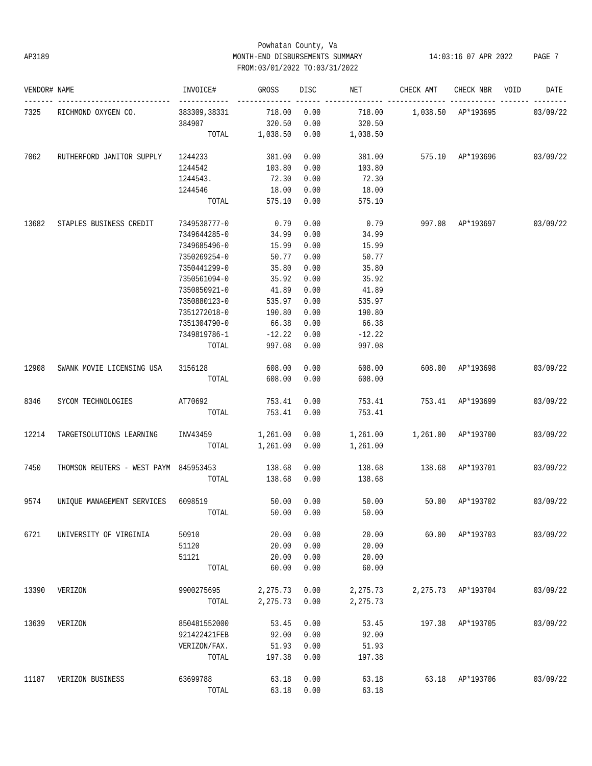Powhatan County, Va
AP3189 MONTH-END DISBURSEMENTS SUMMARY 14:03:16 07 APR 2022
FROM:03/01/2022 TO:03/31/2022

| VENDOR# | NAME | INVOICE# | GROSS | DISC | NET | CHECK AMT | CHECK NBR | VOID | DATE |
|---|---|---|---|---|---|---|---|---|---|
| 7325 | RICHMOND OXYGEN CO. | 383309,38331 | 718.00 | 0.00 | 718.00 | 1,038.50 | AP*193695 | | 03/09/22 |
| | | 384907 | 320.50 | 0.00 | 320.50 | | | | |
| | | TOTAL | 1,038.50 | 0.00 | 1,038.50 | | | | |
| 7062 | RUTHERFORD JANITOR SUPPLY | 1244233 | 381.00 | 0.00 | 381.00 | 575.10 | AP*193696 | | 03/09/22 |
| | | 1244542 | 103.80 | 0.00 | 103.80 | | | | |
| | | 1244543. | 72.30 | 0.00 | 72.30 | | | | |
| | | 1244546 | 18.00 | 0.00 | 18.00 | | | | |
| | | TOTAL | 575.10 | 0.00 | 575.10 | | | | |
| 13682 | STAPLES BUSINESS CREDIT | 7349538777-0 | 0.79 | 0.00 | 0.79 | 997.08 | AP*193697 | | 03/09/22 |
| | | 7349644285-0 | 34.99 | 0.00 | 34.99 | | | | |
| | | 7349685496-0 | 15.99 | 0.00 | 15.99 | | | | |
| | | 7350269254-0 | 50.77 | 0.00 | 50.77 | | | | |
| | | 7350441299-0 | 35.80 | 0.00 | 35.80 | | | | |
| | | 7350561094-0 | 35.92 | 0.00 | 35.92 | | | | |
| | | 7350850921-0 | 41.89 | 0.00 | 41.89 | | | | |
| | | 7350880123-0 | 535.97 | 0.00 | 535.97 | | | | |
| | | 7351272018-0 | 190.80 | 0.00 | 190.80 | | | | |
| | | 7351304790-0 | 66.38 | 0.00 | 66.38 | | | | |
| | | 7349819786-1 | -12.22 | 0.00 | -12.22 | | | | |
| | | TOTAL | 997.08 | 0.00 | 997.08 | | | | |
| 12908 | SWANK MOVIE LICENSING USA | 3156128 | 608.00 | 0.00 | 608.00 | 608.00 | AP*193698 | | 03/09/22 |
| | | TOTAL | 608.00 | 0.00 | 608.00 | | | | |
| 8346 | SYCOM TECHNOLOGIES | AT70692 | 753.41 | 0.00 | 753.41 | 753.41 | AP*193699 | | 03/09/22 |
| | | TOTAL | 753.41 | 0.00 | 753.41 | | | | |
| 12214 | TARGETSOLUTIONS LEARNING | INV43459 | 1,261.00 | 0.00 | 1,261.00 | 1,261.00 | AP*193700 | | 03/09/22 |
| | | TOTAL | 1,261.00 | 0.00 | 1,261.00 | | | | |
| 7450 | THOMSON REUTERS - WEST PAYM | 845953453 | 138.68 | 0.00 | 138.68 | 138.68 | AP*193701 | | 03/09/22 |
| | | TOTAL | 138.68 | 0.00 | 138.68 | | | | |
| 9574 | UNIQUE MANAGEMENT SERVICES | 6098519 | 50.00 | 0.00 | 50.00 | 50.00 | AP*193702 | | 03/09/22 |
| | | TOTAL | 50.00 | 0.00 | 50.00 | | | | |
| 6721 | UNIVERSITY OF VIRGINIA | 50910 | 20.00 | 0.00 | 20.00 | 60.00 | AP*193703 | | 03/09/22 |
| | | 51120 | 20.00 | 0.00 | 20.00 | | | | |
| | | 51121 | 20.00 | 0.00 | 20.00 | | | | |
| | | TOTAL | 60.00 | 0.00 | 60.00 | | | | |
| 13390 | VERIZON | 9900275695 | 2,275.73 | 0.00 | 2,275.73 | 2,275.73 | AP*193704 | | 03/09/22 |
| | | TOTAL | 2,275.73 | 0.00 | 2,275.73 | | | | |
| 13639 | VERIZON | 850481552000 | 53.45 | 0.00 | 53.45 | 197.38 | AP*193705 | | 03/09/22 |
| | | 921422421FEB | 92.00 | 0.00 | 92.00 | | | | |
| | | VERIZON/FAX. | 51.93 | 0.00 | 51.93 | | | | |
| | | TOTAL | 197.38 | 0.00 | 197.38 | | | | |
| 11187 | VERIZON BUSINESS | 63699788 | 63.18 | 0.00 | 63.18 | 63.18 | AP*193706 | | 03/09/22 |
| | | TOTAL | 63.18 | 0.00 | 63.18 | | | | |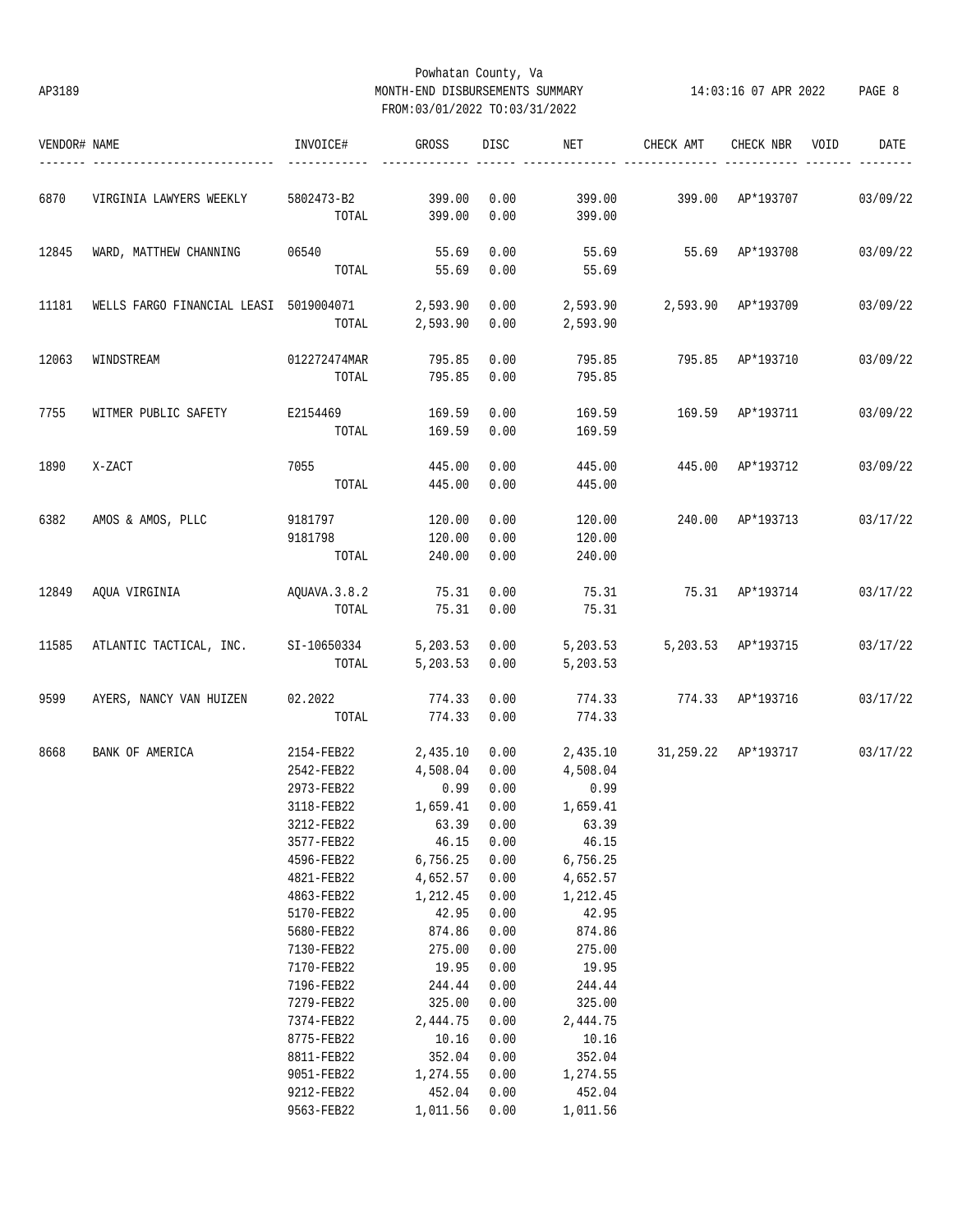Powhatan County, Va

AP3189 MONTH-END DISBURSEMENTS SUMMARY 14:03:16 07 APR 2022 PAGE 8

FROM:03/01/2022 TO:03/31/2022

| VENDOR# | NAME | INVOICE# | GROSS | DISC | NET | CHECK AMT | CHECK NBR | VOID | DATE |
|---|---|---|---|---|---|---|---|---|---|
| 6870 | VIRGINIA LAWYERS WEEKLY | 5802473-B2 | 399.00 | 0.00 | 399.00 | 399.00 | AP*193707 | | 03/09/22 |
| | | TOTAL | 399.00 | 0.00 | 399.00 | | | | |
| 12845 | WARD, MATTHEW CHANNING | 06540 | 55.69 | 0.00 | 55.69 | 55.69 | AP*193708 | | 03/09/22 |
| | | TOTAL | 55.69 | 0.00 | 55.69 | | | | |
| 11181 | WELLS FARGO FINANCIAL LEASI | 5019004071 | 2,593.90 | 0.00 | 2,593.90 | 2,593.90 | AP*193709 | | 03/09/22 |
| | | TOTAL | 2,593.90 | 0.00 | 2,593.90 | | | | |
| 12063 | WINDSTREAM | 012272474MAR | 795.85 | 0.00 | 795.85 | 795.85 | AP*193710 | | 03/09/22 |
| | | TOTAL | 795.85 | 0.00 | 795.85 | | | | |
| 7755 | WITMER PUBLIC SAFETY | E2154469 | 169.59 | 0.00 | 169.59 | 169.59 | AP*193711 | | 03/09/22 |
| | | TOTAL | 169.59 | 0.00 | 169.59 | | | | |
| 1890 | X-ZACT | 7055 | 445.00 | 0.00 | 445.00 | 445.00 | AP*193712 | | 03/09/22 |
| | | TOTAL | 445.00 | 0.00 | 445.00 | | | | |
| 6382 | AMOS & AMOS, PLLC | 9181797 | 120.00 | 0.00 | 120.00 | 240.00 | AP*193713 | | 03/17/22 |
| | | 9181798 | 120.00 | 0.00 | 120.00 | | | | |
| | | TOTAL | 240.00 | 0.00 | 240.00 | | | | |
| 12849 | AQUA VIRGINIA | AQUAVA.3.8.2 | 75.31 | 0.00 | 75.31 | 75.31 | AP*193714 | | 03/17/22 |
| | | TOTAL | 75.31 | 0.00 | 75.31 | | | | |
| 11585 | ATLANTIC TACTICAL, INC. | SI-10650334 | 5,203.53 | 0.00 | 5,203.53 | 5,203.53 | AP*193715 | | 03/17/22 |
| | | TOTAL | 5,203.53 | 0.00 | 5,203.53 | | | | |
| 9599 | AYERS, NANCY VAN HUIZEN | 02.2022 | 774.33 | 0.00 | 774.33 | 774.33 | AP*193716 | | 03/17/22 |
| | | TOTAL | 774.33 | 0.00 | 774.33 | | | | |
| 8668 | BANK OF AMERICA | 2154-FEB22 | 2,435.10 | 0.00 | 2,435.10 | 31,259.22 | AP*193717 | | 03/17/22 |
| | | 2542-FEB22 | 4,508.04 | 0.00 | 4,508.04 | | | | |
| | | 2973-FEB22 | 0.99 | 0.00 | 0.99 | | | | |
| | | 3118-FEB22 | 1,659.41 | 0.00 | 1,659.41 | | | | |
| | | 3212-FEB22 | 63.39 | 0.00 | 63.39 | | | | |
| | | 3577-FEB22 | 46.15 | 0.00 | 46.15 | | | | |
| | | 4596-FEB22 | 6,756.25 | 0.00 | 6,756.25 | | | | |
| | | 4821-FEB22 | 4,652.57 | 0.00 | 4,652.57 | | | | |
| | | 4863-FEB22 | 1,212.45 | 0.00 | 1,212.45 | | | | |
| | | 5170-FEB22 | 42.95 | 0.00 | 42.95 | | | | |
| | | 5680-FEB22 | 874.86 | 0.00 | 874.86 | | | | |
| | | 7130-FEB22 | 275.00 | 0.00 | 275.00 | | | | |
| | | 7170-FEB22 | 19.95 | 0.00 | 19.95 | | | | |
| | | 7196-FEB22 | 244.44 | 0.00 | 244.44 | | | | |
| | | 7279-FEB22 | 325.00 | 0.00 | 325.00 | | | | |
| | | 7374-FEB22 | 2,444.75 | 0.00 | 2,444.75 | | | | |
| | | 8775-FEB22 | 10.16 | 0.00 | 10.16 | | | | |
| | | 8811-FEB22 | 352.04 | 0.00 | 352.04 | | | | |
| | | 9051-FEB22 | 1,274.55 | 0.00 | 1,274.55 | | | | |
| | | 9212-FEB22 | 452.04 | 0.00 | 452.04 | | | | |
| | | 9563-FEB22 | 1,011.56 | 0.00 | 1,011.56 | | | | |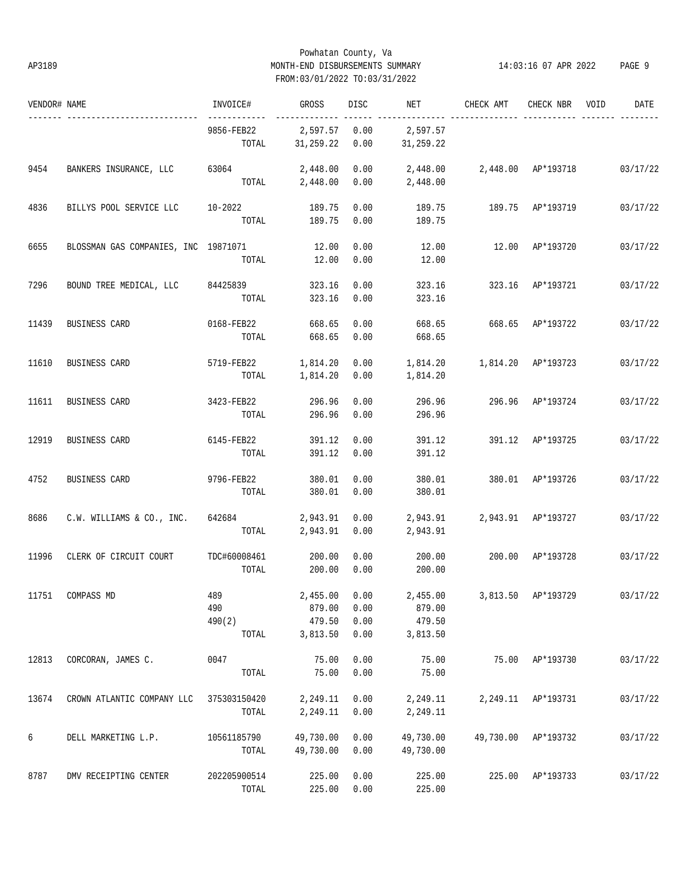Powhatan County, Va
AP3189 MONTH-END DISBURSEMENTS SUMMARY
FROM:03/01/2022 TO:03/31/2022

| VENDOR# | NAME | INVOICE# | GROSS | DISC | NET | CHECK AMT | CHECK NBR | VOID | DATE |
|---|---|---|---|---|---|---|---|---|---|
| | | 9856-FEB22 | 2,597.57 | 0.00 | 2,597.57 | | | | |
| | | TOTAL | 31,259.22 | 0.00 | 31,259.22 | | | | |
| 9454 | BANKERS INSURANCE, LLC | 63064 | 2,448.00 | 0.00 | 2,448.00 | 2,448.00 | AP*193718 | | 03/17/22 |
| | | TOTAL | 2,448.00 | 0.00 | 2,448.00 | | | | |
| 4836 | BILLYS POOL SERVICE LLC | 10-2022 | 189.75 | 0.00 | 189.75 | 189.75 | AP*193719 | | 03/17/22 |
| | | TOTAL | 189.75 | 0.00 | 189.75 | | | | |
| 6655 | BLOSSMAN GAS COMPANIES, INC | 19871071 | 12.00 | 0.00 | 12.00 | 12.00 | AP*193720 | | 03/17/22 |
| | | TOTAL | 12.00 | 0.00 | 12.00 | | | | |
| 7296 | BOUND TREE MEDICAL, LLC | 84425839 | 323.16 | 0.00 | 323.16 | 323.16 | AP*193721 | | 03/17/22 |
| | | TOTAL | 323.16 | 0.00 | 323.16 | | | | |
| 11439 | BUSINESS CARD | 0168-FEB22 | 668.65 | 0.00 | 668.65 | 668.65 | AP*193722 | | 03/17/22 |
| | | TOTAL | 668.65 | 0.00 | 668.65 | | | | |
| 11610 | BUSINESS CARD | 5719-FEB22 | 1,814.20 | 0.00 | 1,814.20 | 1,814.20 | AP*193723 | | 03/17/22 |
| | | TOTAL | 1,814.20 | 0.00 | 1,814.20 | | | | |
| 11611 | BUSINESS CARD | 3423-FEB22 | 296.96 | 0.00 | 296.96 | 296.96 | AP*193724 | | 03/17/22 |
| | | TOTAL | 296.96 | 0.00 | 296.96 | | | | |
| 12919 | BUSINESS CARD | 6145-FEB22 | 391.12 | 0.00 | 391.12 | 391.12 | AP*193725 | | 03/17/22 |
| | | TOTAL | 391.12 | 0.00 | 391.12 | | | | |
| 4752 | BUSINESS CARD | 9796-FEB22 | 380.01 | 0.00 | 380.01 | 380.01 | AP*193726 | | 03/17/22 |
| | | TOTAL | 380.01 | 0.00 | 380.01 | | | | |
| 8686 | C.W. WILLIAMS & CO., INC. | 642684 | 2,943.91 | 0.00 | 2,943.91 | 2,943.91 | AP*193727 | | 03/17/22 |
| | | TOTAL | 2,943.91 | 0.00 | 2,943.91 | | | | |
| 11996 | CLERK OF CIRCUIT COURT | TDC#60008461 | 200.00 | 0.00 | 200.00 | 200.00 | AP*193728 | | 03/17/22 |
| | | TOTAL | 200.00 | 0.00 | 200.00 | | | | |
| 11751 | COMPASS MD | 489 | 2,455.00 | 0.00 | 2,455.00 | 3,813.50 | AP*193729 | | 03/17/22 |
| | | 490 | 879.00 | 0.00 | 879.00 | | | | |
| | | 490(2) | 479.50 | 0.00 | 479.50 | | | | |
| | | TOTAL | 3,813.50 | 0.00 | 3,813.50 | | | | |
| 12813 | CORCORAN, JAMES C. | 0047 | 75.00 | 0.00 | 75.00 | 75.00 | AP*193730 | | 03/17/22 |
| | | TOTAL | 75.00 | 0.00 | 75.00 | | | | |
| 13674 | CROWN ATLANTIC COMPANY LLC | 375303150420 | 2,249.11 | 0.00 | 2,249.11 | 2,249.11 | AP*193731 | | 03/17/22 |
| | | TOTAL | 2,249.11 | 0.00 | 2,249.11 | | | | |
| 6 | DELL MARKETING L.P. | 10561185790 | 49,730.00 | 0.00 | 49,730.00 | 49,730.00 | AP*193732 | | 03/17/22 |
| | | TOTAL | 49,730.00 | 0.00 | 49,730.00 | | | | |
| 8787 | DMV RECEIPTING CENTER | 202205900514 | 225.00 | 0.00 | 225.00 | 225.00 | AP*193733 | | 03/17/22 |
| | | TOTAL | 225.00 | 0.00 | 225.00 | | | | |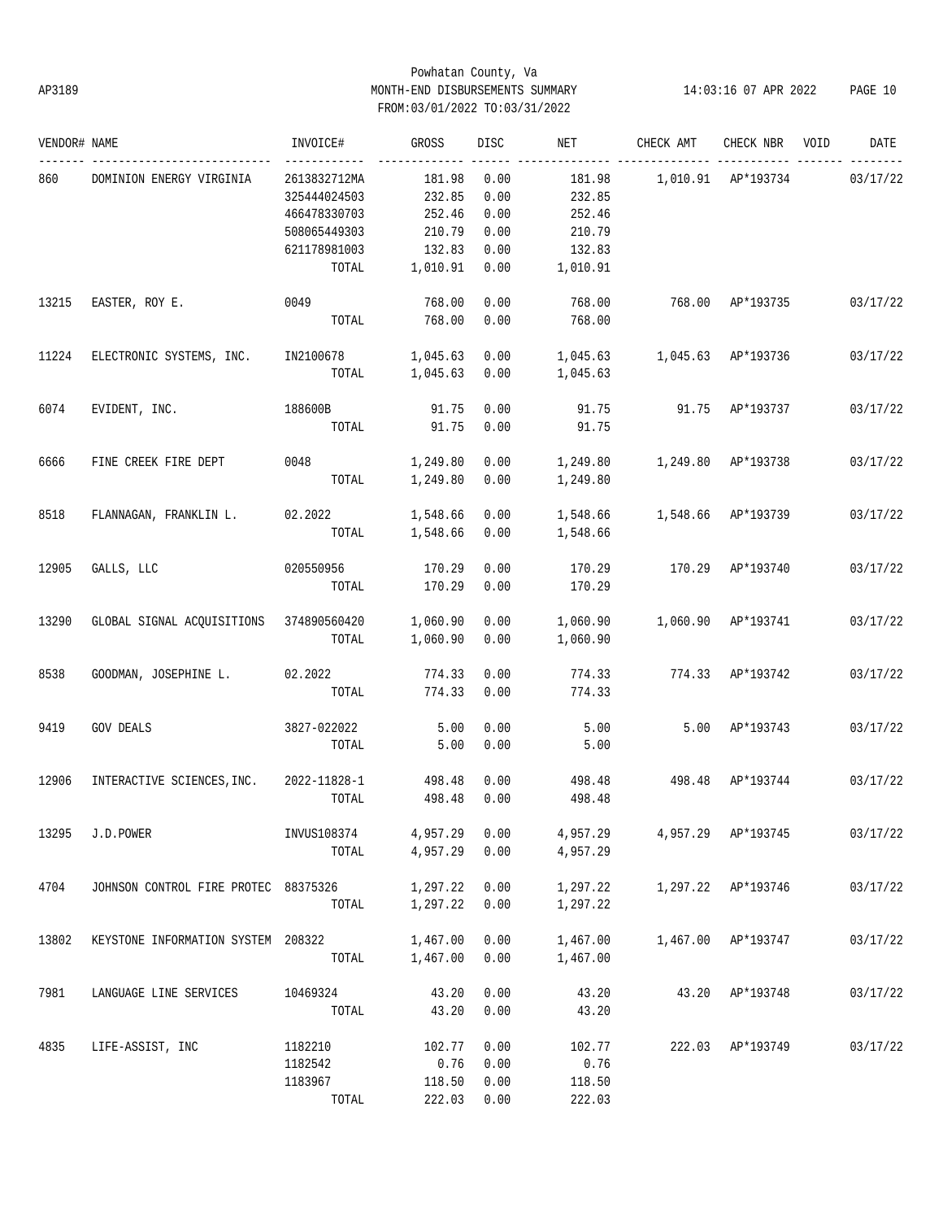Powhatan County, Va

AP3189 MONTH-END DISBURSEMENTS SUMMARY 14:03:16 07 APR 2022

FROM:03/01/2022 TO:03/31/2022

| VENDOR# | NAME | INVOICE# | GROSS | DISC | NET | CHECK AMT | CHECK NBR | VOID | DATE |
|---|---|---|---|---|---|---|---|---|---|
| 860 | DOMINION ENERGY VIRGINIA | 2613832712MA | 181.98 | 0.00 | 181.98 | 1,010.91 | AP*193734 | | 03/17/22 |
| | | 325444024503 | 232.85 | 0.00 | 232.85 | | | | |
| | | 466478330703 | 252.46 | 0.00 | 252.46 | | | | |
| | | 508065449303 | 210.79 | 0.00 | 210.79 | | | | |
| | | 621178981003 | 132.83 | 0.00 | 132.83 | | | | |
| | | TOTAL | 1,010.91 | 0.00 | 1,010.91 | | | | |
| 13215 | EASTER, ROY E. | 0049 | 768.00 | 0.00 | 768.00 | 768.00 | AP*193735 | | 03/17/22 |
| | | TOTAL | 768.00 | 0.00 | 768.00 | | | | |
| 11224 | ELECTRONIC SYSTEMS, INC. | IN2100678 | 1,045.63 | 0.00 | 1,045.63 | 1,045.63 | AP*193736 | | 03/17/22 |
| | | TOTAL | 1,045.63 | 0.00 | 1,045.63 | | | | |
| 6074 | EVIDENT, INC. | 188600B | 91.75 | 0.00 | 91.75 | 91.75 | AP*193737 | | 03/17/22 |
| | | TOTAL | 91.75 | 0.00 | 91.75 | | | | |
| 6666 | FINE CREEK FIRE DEPT | 0048 | 1,249.80 | 0.00 | 1,249.80 | 1,249.80 | AP*193738 | | 03/17/22 |
| | | TOTAL | 1,249.80 | 0.00 | 1,249.80 | | | | |
| 8518 | FLANNAGAN, FRANKLIN L. | 02.2022 | 1,548.66 | 0.00 | 1,548.66 | 1,548.66 | AP*193739 | | 03/17/22 |
| | | TOTAL | 1,548.66 | 0.00 | 1,548.66 | | | | |
| 12905 | GALLS, LLC | 020550956 | 170.29 | 0.00 | 170.29 | 170.29 | AP*193740 | | 03/17/22 |
| | | TOTAL | 170.29 | 0.00 | 170.29 | | | | |
| 13290 | GLOBAL SIGNAL ACQUISITIONS | 374890560420 | 1,060.90 | 0.00 | 1,060.90 | 1,060.90 | AP*193741 | | 03/17/22 |
| | | TOTAL | 1,060.90 | 0.00 | 1,060.90 | | | | |
| 8538 | GOODMAN, JOSEPHINE L. | 02.2022 | 774.33 | 0.00 | 774.33 | 774.33 | AP*193742 | | 03/17/22 |
| | | TOTAL | 774.33 | 0.00 | 774.33 | | | | |
| 9419 | GOV DEALS | 3827-022022 | 5.00 | 0.00 | 5.00 | 5.00 | AP*193743 | | 03/17/22 |
| | | TOTAL | 5.00 | 0.00 | 5.00 | | | | |
| 12906 | INTERACTIVE SCIENCES,INC. | 2022-11828-1 | 498.48 | 0.00 | 498.48 | 498.48 | AP*193744 | | 03/17/22 |
| | | TOTAL | 498.48 | 0.00 | 498.48 | | | | |
| 13295 | J.D.POWER | INVUS108374 | 4,957.29 | 0.00 | 4,957.29 | 4,957.29 | AP*193745 | | 03/17/22 |
| | | TOTAL | 4,957.29 | 0.00 | 4,957.29 | | | | |
| 4704 | JOHNSON CONTROL FIRE PROTEC | 88375326 | 1,297.22 | 0.00 | 1,297.22 | 1,297.22 | AP*193746 | | 03/17/22 |
| | | TOTAL | 1,297.22 | 0.00 | 1,297.22 | | | | |
| 13802 | KEYSTONE INFORMATION SYSTEM | 208322 | 1,467.00 | 0.00 | 1,467.00 | 1,467.00 | AP*193747 | | 03/17/22 |
| | | TOTAL | 1,467.00 | 0.00 | 1,467.00 | | | | |
| 7981 | LANGUAGE LINE SERVICES | 10469324 | 43.20 | 0.00 | 43.20 | 43.20 | AP*193748 | | 03/17/22 |
| | | TOTAL | 43.20 | 0.00 | 43.20 | | | | |
| 4835 | LIFE-ASSIST, INC | 1182210 | 102.77 | 0.00 | 102.77 | 222.03 | AP*193749 | | 03/17/22 |
| | | 1182542 | 0.76 | 0.00 | 0.76 | | | | |
| | | 1183967 | 118.50 | 0.00 | 118.50 | | | | |
| | | TOTAL | 222.03 | 0.00 | 222.03 | | | | |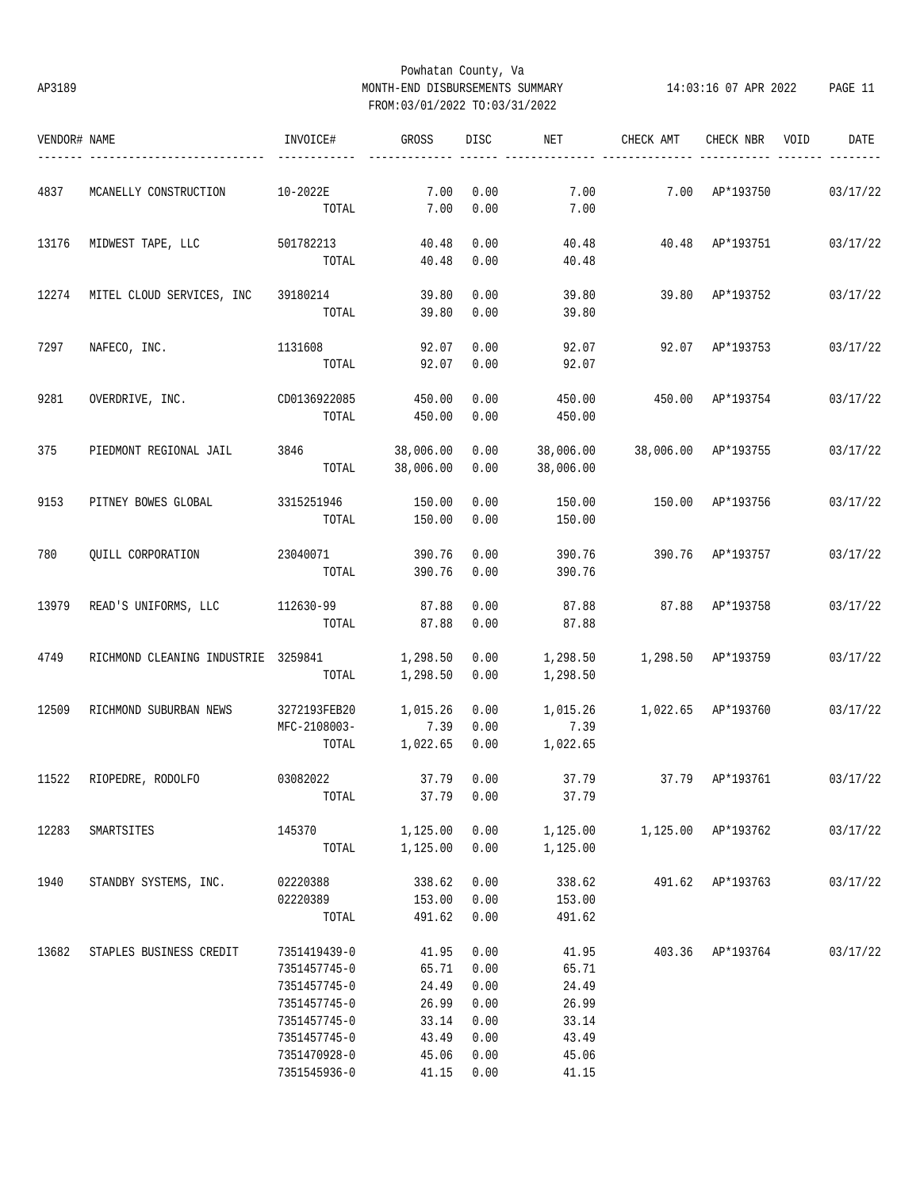Powhatan County, Va
AP3189 MONTH-END DISBURSEMENTS SUMMARY 14:03:16 07 APR 2022
FROM:03/01/2022 TO:03/31/2022

| VENDOR# | NAME | INVOICE# | GROSS | DISC | NET | CHECK AMT | CHECK NBR | VOID | DATE |
|---|---|---|---|---|---|---|---|---|---|
| 4837 | MCANELLY CONSTRUCTION | 10-2022E | 7.00 | 0.00 | 7.00 | 7.00 | AP*193750 | | 03/17/22 |
| | | TOTAL | 7.00 | 0.00 | 7.00 | | | | |
| 13176 | MIDWEST TAPE, LLC | 501782213 | 40.48 | 0.00 | 40.48 | 40.48 | AP*193751 | | 03/17/22 |
| | | TOTAL | 40.48 | 0.00 | 40.48 | | | | |
| 12274 | MITEL CLOUD SERVICES, INC | 39180214 | 39.80 | 0.00 | 39.80 | 39.80 | AP*193752 | | 03/17/22 |
| | | TOTAL | 39.80 | 0.00 | 39.80 | | | | |
| 7297 | NAFECO, INC. | 1131608 | 92.07 | 0.00 | 92.07 | 92.07 | AP*193753 | | 03/17/22 |
| | | TOTAL | 92.07 | 0.00 | 92.07 | | | | |
| 9281 | OVERDRIVE, INC. | CD0136922085 | 450.00 | 0.00 | 450.00 | 450.00 | AP*193754 | | 03/17/22 |
| | | TOTAL | 450.00 | 0.00 | 450.00 | | | | |
| 375 | PIEDMONT REGIONAL JAIL | 3846 | 38,006.00 | 0.00 | 38,006.00 | 38,006.00 | AP*193755 | | 03/17/22 |
| | | TOTAL | 38,006.00 | 0.00 | 38,006.00 | | | | |
| 9153 | PITNEY BOWES GLOBAL | 3315251946 | 150.00 | 0.00 | 150.00 | 150.00 | AP*193756 | | 03/17/22 |
| | | TOTAL | 150.00 | 0.00 | 150.00 | | | | |
| 780 | QUILL CORPORATION | 23040071 | 390.76 | 0.00 | 390.76 | 390.76 | AP*193757 | | 03/17/22 |
| | | TOTAL | 390.76 | 0.00 | 390.76 | | | | |
| 13979 | READ'S UNIFORMS, LLC | 112630-99 | 87.88 | 0.00 | 87.88 | 87.88 | AP*193758 | | 03/17/22 |
| | | TOTAL | 87.88 | 0.00 | 87.88 | | | | |
| 4749 | RICHMOND CLEANING INDUSTRIE | 3259841 | 1,298.50 | 0.00 | 1,298.50 | 1,298.50 | AP*193759 | | 03/17/22 |
| | | TOTAL | 1,298.50 | 0.00 | 1,298.50 | | | | |
| 12509 | RICHMOND SUBURBAN NEWS | 3272193FEB20 | 1,015.26 | 0.00 | 1,015.26 | 1,022.65 | AP*193760 | | 03/17/22 |
| | | MFC-2108003- | 7.39 | 0.00 | 7.39 | | | | |
| | | TOTAL | 1,022.65 | 0.00 | 1,022.65 | | | | |
| 11522 | RIOPEDRE, RODOLFO | 03082022 | 37.79 | 0.00 | 37.79 | 37.79 | AP*193761 | | 03/17/22 |
| | | TOTAL | 37.79 | 0.00 | 37.79 | | | | |
| 12283 | SMARTSITES | 145370 | 1,125.00 | 0.00 | 1,125.00 | 1,125.00 | AP*193762 | | 03/17/22 |
| | | TOTAL | 1,125.00 | 0.00 | 1,125.00 | | | | |
| 1940 | STANDBY SYSTEMS, INC. | 02220388 | 338.62 | 0.00 | 338.62 | 491.62 | AP*193763 | | 03/17/22 |
| | | 02220389 | 153.00 | 0.00 | 153.00 | | | | |
| | | TOTAL | 491.62 | 0.00 | 491.62 | | | | |
| 13682 | STAPLES BUSINESS CREDIT | 7351419439-0 | 41.95 | 0.00 | 41.95 | 403.36 | AP*193764 | | 03/17/22 |
| | | 7351457745-0 | 65.71 | 0.00 | 65.71 | | | | |
| | | 7351457745-0 | 24.49 | 0.00 | 24.49 | | | | |
| | | 7351457745-0 | 26.99 | 0.00 | 26.99 | | | | |
| | | 7351457745-0 | 33.14 | 0.00 | 33.14 | | | | |
| | | 7351457745-0 | 43.49 | 0.00 | 43.49 | | | | |
| | | 7351470928-0 | 45.06 | 0.00 | 45.06 | | | | |
| | | 7351545936-0 | 41.15 | 0.00 | 41.15 | | | | |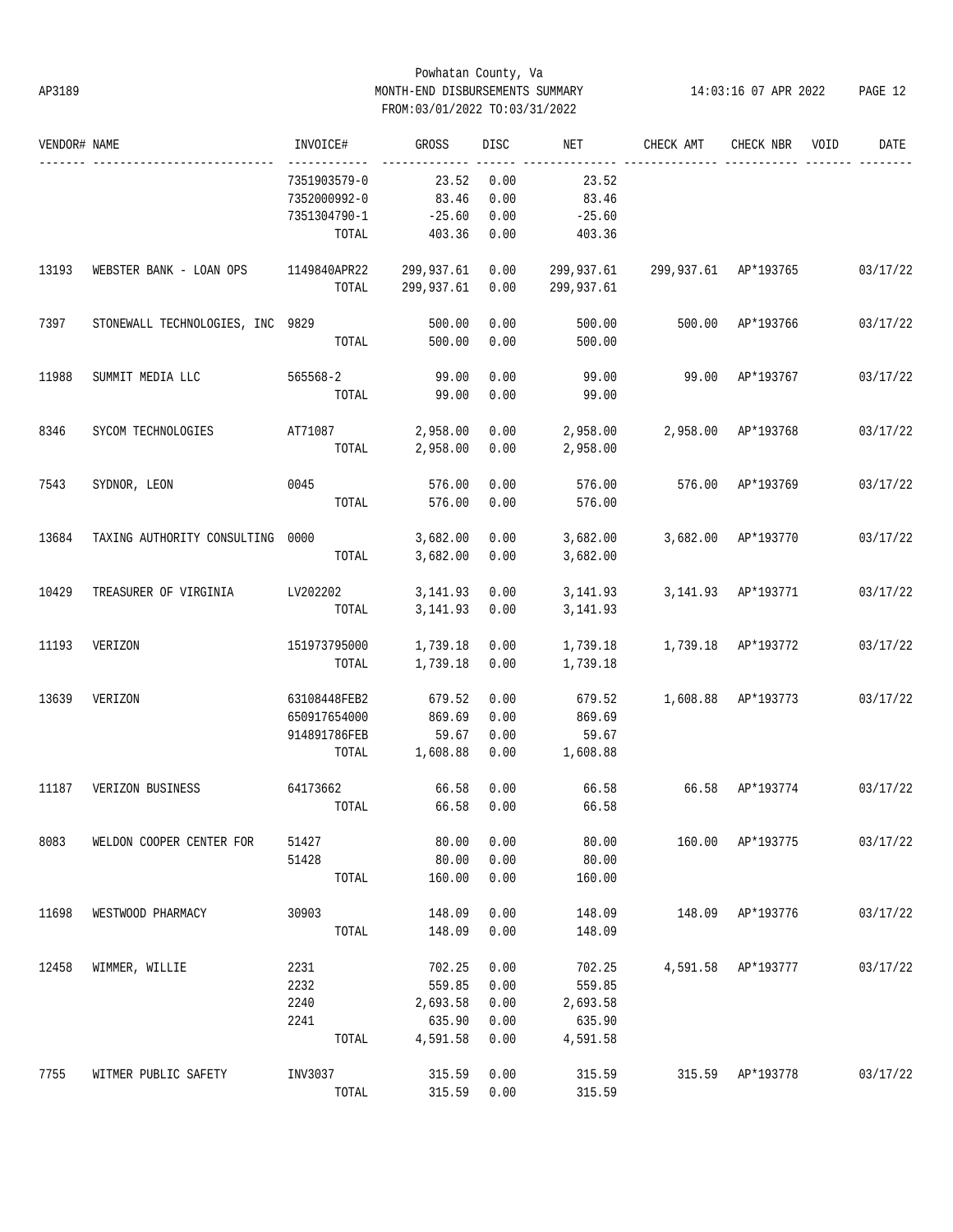Powhatan County, Va
MONTH-END DISBURSEMENTS SUMMARY
FROM:03/01/2022 TO:03/31/2022

| VENDOR# | NAME | INVOICE# | GROSS | DISC | NET | CHECK AMT | CHECK NBR | VOID | DATE |
|---|---|---|---|---|---|---|---|---|---|
| | | 7351903579-0 | 23.52 | 0.00 | 23.52 | | | | |
| | | 7352000992-0 | 83.46 | 0.00 | 83.46 | | | | |
| | | 7351304790-1 | -25.60 | 0.00 | -25.60 | | | | |
| | | TOTAL | 403.36 | 0.00 | 403.36 | | | | |
| 13193 | WEBSTER BANK - LOAN OPS | 1149840APR22 | 299,937.61 | 0.00 | 299,937.61 | 299,937.61 | AP*193765 | | 03/17/22 |
| | | TOTAL | 299,937.61 | 0.00 | 299,937.61 | | | | |
| 7397 | STONEWALL TECHNOLOGIES, INC | 9829 | 500.00 | 0.00 | 500.00 | 500.00 | AP*193766 | | 03/17/22 |
| | | TOTAL | 500.00 | 0.00 | 500.00 | | | | |
| 11988 | SUMMIT MEDIA LLC | 565568-2 | 99.00 | 0.00 | 99.00 | 99.00 | AP*193767 | | 03/17/22 |
| | | TOTAL | 99.00 | 0.00 | 99.00 | | | | |
| 8346 | SYCOM TECHNOLOGIES | AT71087 | 2,958.00 | 0.00 | 2,958.00 | 2,958.00 | AP*193768 | | 03/17/22 |
| | | TOTAL | 2,958.00 | 0.00 | 2,958.00 | | | | |
| 7543 | SYDNOR, LEON | 0045 | 576.00 | 0.00 | 576.00 | 576.00 | AP*193769 | | 03/17/22 |
| | | TOTAL | 576.00 | 0.00 | 576.00 | | | | |
| 13684 | TAXING AUTHORITY CONSULTING | 0000 | 3,682.00 | 0.00 | 3,682.00 | 3,682.00 | AP*193770 | | 03/17/22 |
| | | TOTAL | 3,682.00 | 0.00 | 3,682.00 | | | | |
| 10429 | TREASURER OF VIRGINIA | LV202202 | 3,141.93 | 0.00 | 3,141.93 | 3,141.93 | AP*193771 | | 03/17/22 |
| | | TOTAL | 3,141.93 | 0.00 | 3,141.93 | | | | |
| 11193 | VERIZON | 151973795000 | 1,739.18 | 0.00 | 1,739.18 | 1,739.18 | AP*193772 | | 03/17/22 |
| | | TOTAL | 1,739.18 | 0.00 | 1,739.18 | | | | |
| 13639 | VERIZON | 63108448FEB2 | 679.52 | 0.00 | 679.52 | 1,608.88 | AP*193773 | | 03/17/22 |
| | | 650917654000 | 869.69 | 0.00 | 869.69 | | | | |
| | | 914891786FEB | 59.67 | 0.00 | 59.67 | | | | |
| | | TOTAL | 1,608.88 | 0.00 | 1,608.88 | | | | |
| 11187 | VERIZON BUSINESS | 64173662 | 66.58 | 0.00 | 66.58 | 66.58 | AP*193774 | | 03/17/22 |
| | | TOTAL | 66.58 | 0.00 | 66.58 | | | | |
| 8083 | WELDON COOPER CENTER FOR | 51427 | 80.00 | 0.00 | 80.00 | 160.00 | AP*193775 | | 03/17/22 |
| | | 51428 | 80.00 | 0.00 | 80.00 | | | | |
| | | TOTAL | 160.00 | 0.00 | 160.00 | | | | |
| 11698 | WESTWOOD PHARMACY | 30903 | 148.09 | 0.00 | 148.09 | 148.09 | AP*193776 | | 03/17/22 |
| | | TOTAL | 148.09 | 0.00 | 148.09 | | | | |
| 12458 | WIMMER, WILLIE | 2231 | 702.25 | 0.00 | 702.25 | 4,591.58 | AP*193777 | | 03/17/22 |
| | | 2232 | 559.85 | 0.00 | 559.85 | | | | |
| | | 2240 | 2,693.58 | 0.00 | 2,693.58 | | | | |
| | | 2241 | 635.90 | 0.00 | 635.90 | | | | |
| | | TOTAL | 4,591.58 | 0.00 | 4,591.58 | | | | |
| 7755 | WITMER PUBLIC SAFETY | INV3037 | 315.59 | 0.00 | 315.59 | 315.59 | AP*193778 | | 03/17/22 |
| | | TOTAL | 315.59 | 0.00 | 315.59 | | | | |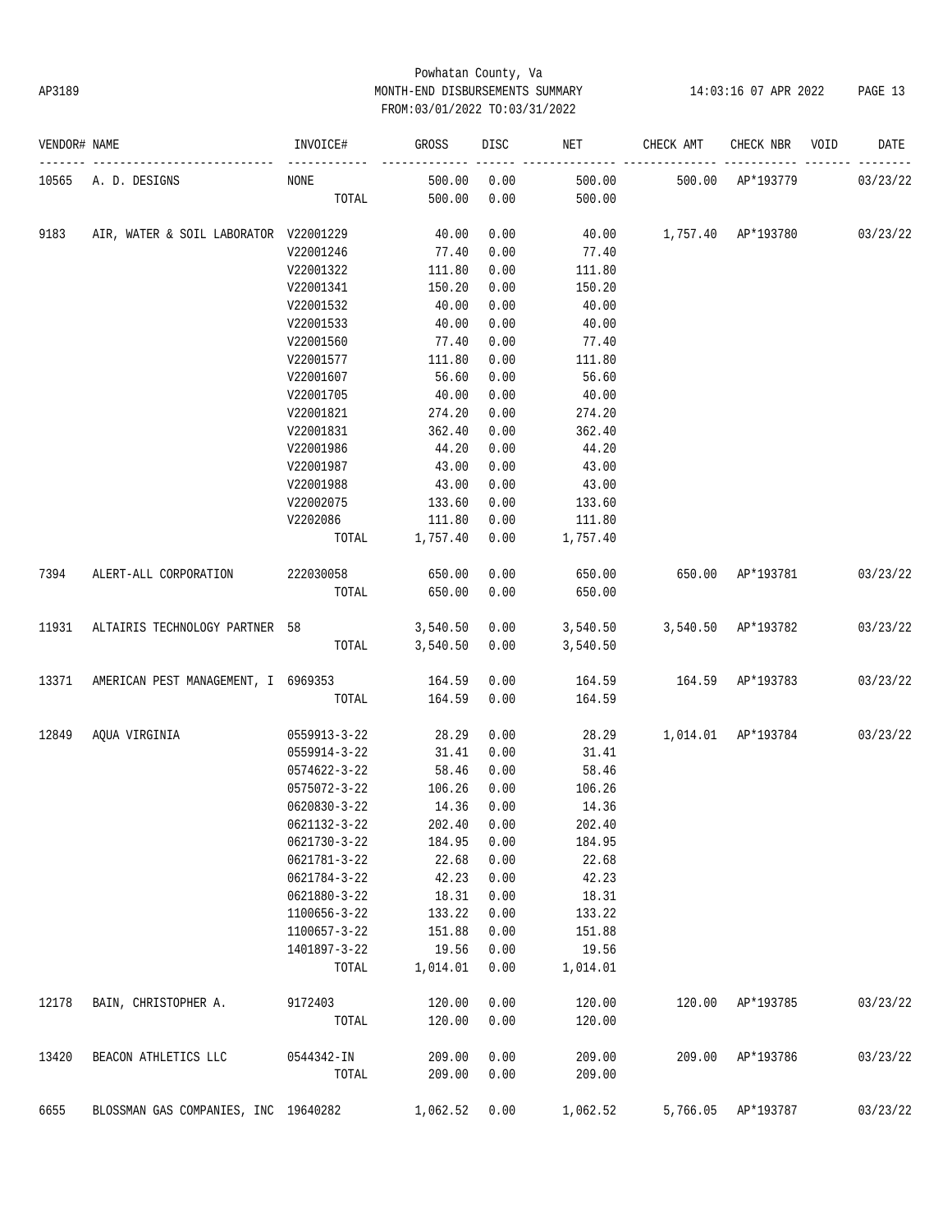Powhatan County, Va
AP3189 MONTH-END DISBURSEMENTS SUMMARY 14:03:16 07 APR 2022
FROM:03/01/2022 TO:03/31/2022

| VENDOR# | NAME | INVOICE# | GROSS | DISC | NET | CHECK AMT | CHECK NBR | VOID | DATE |
|---|---|---|---|---|---|---|---|---|---|
| 10565 | A. D. DESIGNS | NONE | 500.00 | 0.00 | 500.00 | 500.00 | AP*193779 | | 03/23/22 |
| | | TOTAL | 500.00 | 0.00 | 500.00 | | | | |
| 9183 | AIR, WATER & SOIL LABORATOR | V22001229 | 40.00 | 0.00 | 40.00 | 1,757.40 | AP*193780 | | 03/23/22 |
| | | V22001246 | 77.40 | 0.00 | 77.40 | | | | |
| | | V22001322 | 111.80 | 0.00 | 111.80 | | | | |
| | | V22001341 | 150.20 | 0.00 | 150.20 | | | | |
| | | V22001532 | 40.00 | 0.00 | 40.00 | | | | |
| | | V22001533 | 40.00 | 0.00 | 40.00 | | | | |
| | | V22001560 | 77.40 | 0.00 | 77.40 | | | | |
| | | V22001577 | 111.80 | 0.00 | 111.80 | | | | |
| | | V22001607 | 56.60 | 0.00 | 56.60 | | | | |
| | | V22001705 | 40.00 | 0.00 | 40.00 | | | | |
| | | V22001821 | 274.20 | 0.00 | 274.20 | | | | |
| | | V22001831 | 362.40 | 0.00 | 362.40 | | | | |
| | | V22001986 | 44.20 | 0.00 | 44.20 | | | | |
| | | V22001987 | 43.00 | 0.00 | 43.00 | | | | |
| | | V22001988 | 43.00 | 0.00 | 43.00 | | | | |
| | | V22002075 | 133.60 | 0.00 | 133.60 | | | | |
| | | V2202086 | 111.80 | 0.00 | 111.80 | | | | |
| | | TOTAL | 1,757.40 | 0.00 | 1,757.40 | | | | |
| 7394 | ALERT-ALL CORPORATION | 222030058 | 650.00 | 0.00 | 650.00 | 650.00 | AP*193781 | | 03/23/22 |
| | | TOTAL | 650.00 | 0.00 | 650.00 | | | | |
| 11931 | ALTAIRIS TECHNOLOGY PARTNER | 58 | 3,540.50 | 0.00 | 3,540.50 | 3,540.50 | AP*193782 | | 03/23/22 |
| | | TOTAL | 3,540.50 | 0.00 | 3,540.50 | | | | |
| 13371 | AMERICAN PEST MANAGEMENT, I | 6969353 | 164.59 | 0.00 | 164.59 | 164.59 | AP*193783 | | 03/23/22 |
| | | TOTAL | 164.59 | 0.00 | 164.59 | | | | |
| 12849 | AQUA VIRGINIA | 0559913-3-22 | 28.29 | 0.00 | 28.29 | 1,014.01 | AP*193784 | | 03/23/22 |
| | | 0559914-3-22 | 31.41 | 0.00 | 31.41 | | | | |
| | | 0574622-3-22 | 58.46 | 0.00 | 58.46 | | | | |
| | | 0575072-3-22 | 106.26 | 0.00 | 106.26 | | | | |
| | | 0620830-3-22 | 14.36 | 0.00 | 14.36 | | | | |
| | | 0621132-3-22 | 202.40 | 0.00 | 202.40 | | | | |
| | | 0621730-3-22 | 184.95 | 0.00 | 184.95 | | | | |
| | | 0621781-3-22 | 22.68 | 0.00 | 22.68 | | | | |
| | | 0621784-3-22 | 42.23 | 0.00 | 42.23 | | | | |
| | | 0621880-3-22 | 18.31 | 0.00 | 18.31 | | | | |
| | | 1100656-3-22 | 133.22 | 0.00 | 133.22 | | | | |
| | | 1100657-3-22 | 151.88 | 0.00 | 151.88 | | | | |
| | | 1401897-3-22 | 19.56 | 0.00 | 19.56 | | | | |
| | | TOTAL | 1,014.01 | 0.00 | 1,014.01 | | | | |
| 12178 | BAIN, CHRISTOPHER A. | 9172403 | 120.00 | 0.00 | 120.00 | 120.00 | AP*193785 | | 03/23/22 |
| | | TOTAL | 120.00 | 0.00 | 120.00 | | | | |
| 13420 | BEACON ATHLETICS LLC | 0544342-IN | 209.00 | 0.00 | 209.00 | 209.00 | AP*193786 | | 03/23/22 |
| | | TOTAL | 209.00 | 0.00 | 209.00 | | | | |
| 6655 | BLOSSMAN GAS COMPANIES, INC | 19640282 | 1,062.52 | 0.00 | 1,062.52 | 5,766.05 | AP*193787 | | 03/23/22 |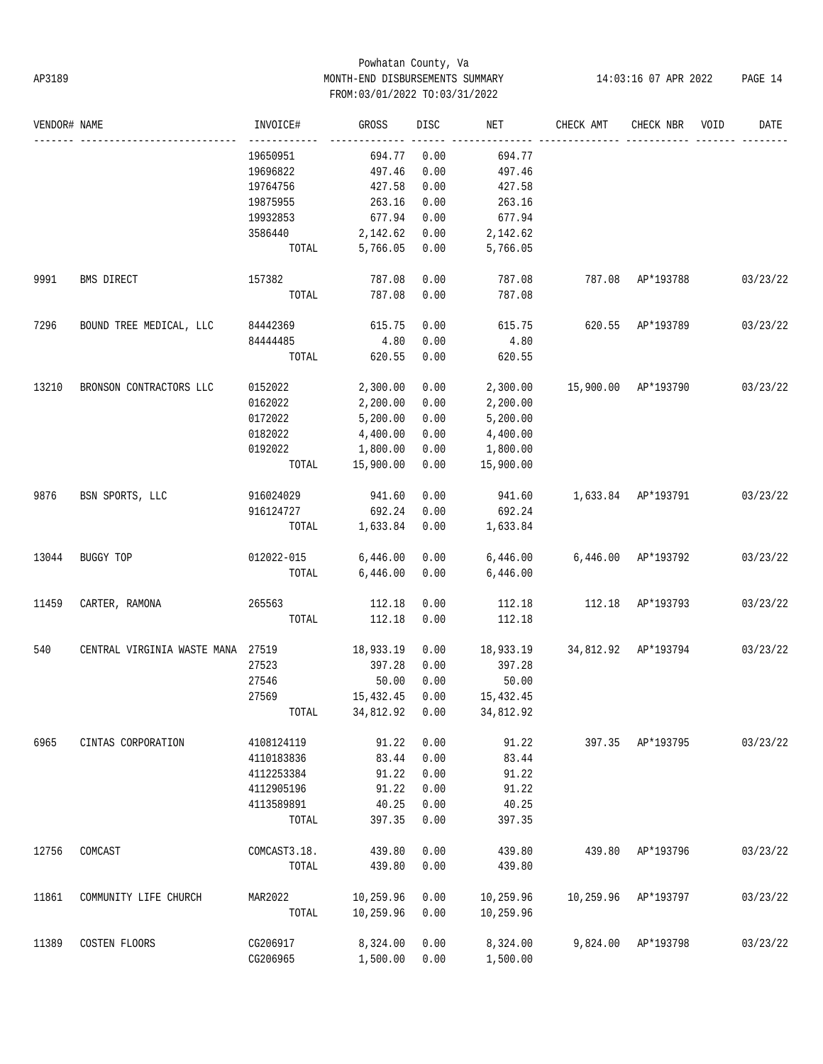Powhatan County, Va
MONTH-END DISBURSEMENTS SUMMARY
FROM:03/01/2022 TO:03/31/2022

| VENDOR# | NAME | INVOICE# | GROSS | DISC | NET | CHECK AMT | CHECK NBR | VOID | DATE |
|---|---|---|---|---|---|---|---|---|---|
| | | 19650951 | 694.77 | 0.00 | 694.77 | | | | |
| | | 19696822 | 497.46 | 0.00 | 497.46 | | | | |
| | | 19764756 | 427.58 | 0.00 | 427.58 | | | | |
| | | 19875955 | 263.16 | 0.00 | 263.16 | | | | |
| | | 19932853 | 677.94 | 0.00 | 677.94 | | | | |
| | | 3586440 | 2,142.62 | 0.00 | 2,142.62 | | | | |
| | | TOTAL | 5,766.05 | 0.00 | 5,766.05 | | | | |
| 9991 | BMS DIRECT | 157382 | 787.08 | 0.00 | 787.08 | 787.08 | AP*193788 | | 03/23/22 |
| | | TOTAL | 787.08 | 0.00 | 787.08 | | | | |
| 7296 | BOUND TREE MEDICAL, LLC | 84442369 | 615.75 | 0.00 | 615.75 | 620.55 | AP*193789 | | 03/23/22 |
| | | 84444485 | 4.80 | 0.00 | 4.80 | | | | |
| | | TOTAL | 620.55 | 0.00 | 620.55 | | | | |
| 13210 | BRONSON CONTRACTORS LLC | 0152022 | 2,300.00 | 0.00 | 2,300.00 | 15,900.00 | AP*193790 | | 03/23/22 |
| | | 0162022 | 2,200.00 | 0.00 | 2,200.00 | | | | |
| | | 0172022 | 5,200.00 | 0.00 | 5,200.00 | | | | |
| | | 0182022 | 4,400.00 | 0.00 | 4,400.00 | | | | |
| | | 0192022 | 1,800.00 | 0.00 | 1,800.00 | | | | |
| | | TOTAL | 15,900.00 | 0.00 | 15,900.00 | | | | |
| 9876 | BSN SPORTS, LLC | 916024029 | 941.60 | 0.00 | 941.60 | 1,633.84 | AP*193791 | | 03/23/22 |
| | | 916124727 | 692.24 | 0.00 | 692.24 | | | | |
| | | TOTAL | 1,633.84 | 0.00 | 1,633.84 | | | | |
| 13044 | BUGGY TOP | 012022-015 | 6,446.00 | 0.00 | 6,446.00 | 6,446.00 | AP*193792 | | 03/23/22 |
| | | TOTAL | 6,446.00 | 0.00 | 6,446.00 | | | | |
| 11459 | CARTER, RAMONA | 265563 | 112.18 | 0.00 | 112.18 | 112.18 | AP*193793 | | 03/23/22 |
| | | TOTAL | 112.18 | 0.00 | 112.18 | | | | |
| 540 | CENTRAL VIRGINIA WASTE MANA | 27519 | 18,933.19 | 0.00 | 18,933.19 | 34,812.92 | AP*193794 | | 03/23/22 |
| | | 27523 | 397.28 | 0.00 | 397.28 | | | | |
| | | 27546 | 50.00 | 0.00 | 50.00 | | | | |
| | | 27569 | 15,432.45 | 0.00 | 15,432.45 | | | | |
| | | TOTAL | 34,812.92 | 0.00 | 34,812.92 | | | | |
| 6965 | CINTAS CORPORATION | 4108124119 | 91.22 | 0.00 | 91.22 | 397.35 | AP*193795 | | 03/23/22 |
| | | 4110183836 | 83.44 | 0.00 | 83.44 | | | | |
| | | 4112253384 | 91.22 | 0.00 | 91.22 | | | | |
| | | 4112905196 | 91.22 | 0.00 | 91.22 | | | | |
| | | 4113589891 | 40.25 | 0.00 | 40.25 | | | | |
| | | TOTAL | 397.35 | 0.00 | 397.35 | | | | |
| 12756 | COMCAST | COMCAST3.18. | 439.80 | 0.00 | 439.80 | 439.80 | AP*193796 | | 03/23/22 |
| | | TOTAL | 439.80 | 0.00 | 439.80 | | | | |
| 11861 | COMMUNITY LIFE CHURCH | MAR2022 | 10,259.96 | 0.00 | 10,259.96 | 10,259.96 | AP*193797 | | 03/23/22 |
| | | TOTAL | 10,259.96 | 0.00 | 10,259.96 | | | | |
| 11389 | COSTEN FLOORS | CG206917 | 8,324.00 | 0.00 | 8,324.00 | 9,824.00 | AP*193798 | | 03/23/22 |
| | | CG206965 | 1,500.00 | 0.00 | 1,500.00 | | | | |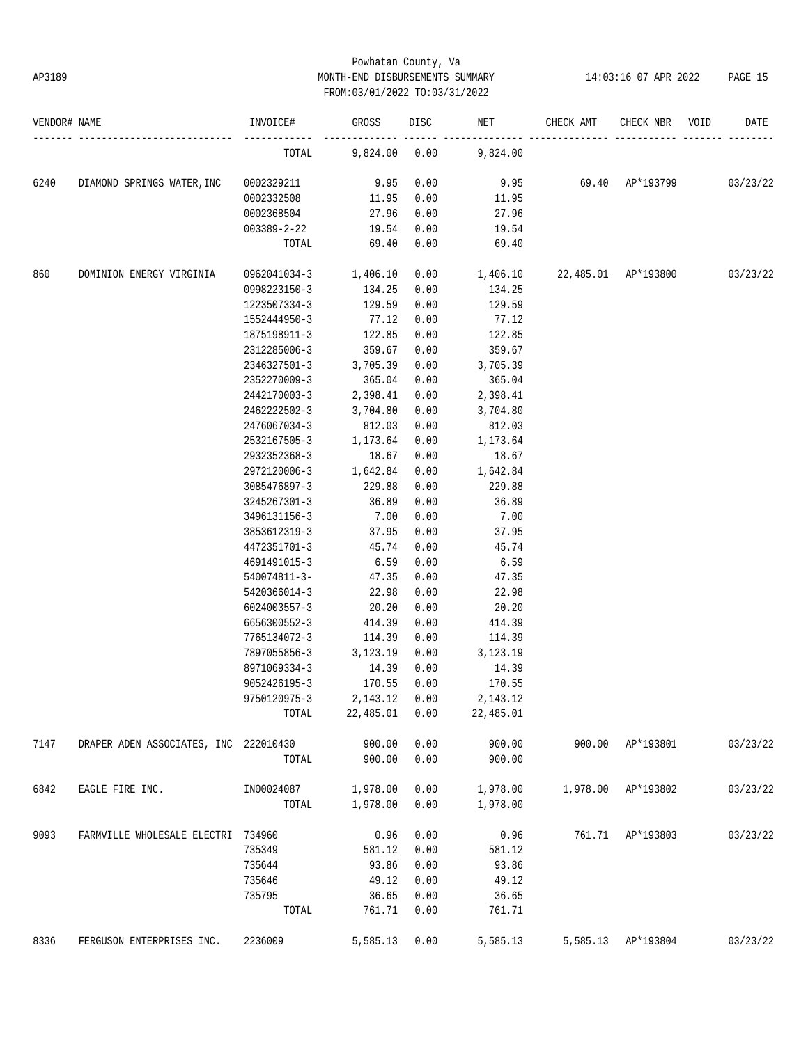Powhatan County, Va
MONTH-END DISBURSEMENTS SUMMARY
FROM:03/01/2022 TO:03/31/2022

AP3189 — 14:03:16 07 APR 2022

| VENDOR# | NAME | INVOICE# | GROSS | DISC | NET | CHECK AMT | CHECK NBR | VOID | DATE |
|---|---|---|---|---|---|---|---|---|---|
| | | TOTAL | 9,824.00 | 0.00 | 9,824.00 | | | | |
| 6240 | DIAMOND SPRINGS WATER,INC | 0002329211 | 9.95 | 0.00 | 9.95 | 69.40 | AP*193799 | | 03/23/22 |
| | | 0002332508 | 11.95 | 0.00 | 11.95 | | | | |
| | | 0002368504 | 27.96 | 0.00 | 27.96 | | | | |
| | | 003389-2-22 | 19.54 | 0.00 | 19.54 | | | | |
| | | TOTAL | 69.40 | 0.00 | 69.40 | | | | |
| 860 | DOMINION ENERGY VIRGINIA | 0962041034-3 | 1,406.10 | 0.00 | 1,406.10 | 22,485.01 | AP*193800 | | 03/23/22 |
| | | 0998223150-3 | 134.25 | 0.00 | 134.25 | | | | |
| | | 1223507334-3 | 129.59 | 0.00 | 129.59 | | | | |
| | | 1552444950-3 | 77.12 | 0.00 | 77.12 | | | | |
| | | 1875198911-3 | 122.85 | 0.00 | 122.85 | | | | |
| | | 2312285006-3 | 359.67 | 0.00 | 359.67 | | | | |
| | | 2346327501-3 | 3,705.39 | 0.00 | 3,705.39 | | | | |
| | | 2352270009-3 | 365.04 | 0.00 | 365.04 | | | | |
| | | 2442170003-3 | 2,398.41 | 0.00 | 2,398.41 | | | | |
| | | 2462222502-3 | 3,704.80 | 0.00 | 3,704.80 | | | | |
| | | 2476067034-3 | 812.03 | 0.00 | 812.03 | | | | |
| | | 2532167505-3 | 1,173.64 | 0.00 | 1,173.64 | | | | |
| | | 2932352368-3 | 18.67 | 0.00 | 18.67 | | | | |
| | | 2972120006-3 | 1,642.84 | 0.00 | 1,642.84 | | | | |
| | | 3085476897-3 | 229.88 | 0.00 | 229.88 | | | | |
| | | 3245267301-3 | 36.89 | 0.00 | 36.89 | | | | |
| | | 3496131156-3 | 7.00 | 0.00 | 7.00 | | | | |
| | | 3853612319-3 | 37.95 | 0.00 | 37.95 | | | | |
| | | 4472351701-3 | 45.74 | 0.00 | 45.74 | | | | |
| | | 4691491015-3 | 6.59 | 0.00 | 6.59 | | | | |
| | | 540074811-3- | 47.35 | 0.00 | 47.35 | | | | |
| | | 5420366014-3 | 22.98 | 0.00 | 22.98 | | | | |
| | | 6024003557-3 | 20.20 | 0.00 | 20.20 | | | | |
| | | 6656300552-3 | 414.39 | 0.00 | 414.39 | | | | |
| | | 7765134072-3 | 114.39 | 0.00 | 114.39 | | | | |
| | | 7897055856-3 | 3,123.19 | 0.00 | 3,123.19 | | | | |
| | | 8971069334-3 | 14.39 | 0.00 | 14.39 | | | | |
| | | 9052426195-3 | 170.55 | 0.00 | 170.55 | | | | |
| | | 9750120975-3 | 2,143.12 | 0.00 | 2,143.12 | | | | |
| | | TOTAL | 22,485.01 | 0.00 | 22,485.01 | | | | |
| 7147 | DRAPER ADEN ASSOCIATES, INC | 222010430 | 900.00 | 0.00 | 900.00 | 900.00 | AP*193801 | | 03/23/22 |
| | | TOTAL | 900.00 | 0.00 | 900.00 | | | | |
| 6842 | EAGLE FIRE INC. | IN00024087 | 1,978.00 | 0.00 | 1,978.00 | 1,978.00 | AP*193802 | | 03/23/22 |
| | | TOTAL | 1,978.00 | 0.00 | 1,978.00 | | | | |
| 9093 | FARMVILLE WHOLESALE ELECTRI | 734960 | 0.96 | 0.00 | 0.96 | 761.71 | AP*193803 | | 03/23/22 |
| | | 735349 | 581.12 | 0.00 | 581.12 | | | | |
| | | 735644 | 93.86 | 0.00 | 93.86 | | | | |
| | | 735646 | 49.12 | 0.00 | 49.12 | | | | |
| | | 735795 | 36.65 | 0.00 | 36.65 | | | | |
| | | TOTAL | 761.71 | 0.00 | 761.71 | | | | |
| 8336 | FERGUSON ENTERPRISES INC. | 2236009 | 5,585.13 | 0.00 | 5,585.13 | 5,585.13 | AP*193804 | | 03/23/22 |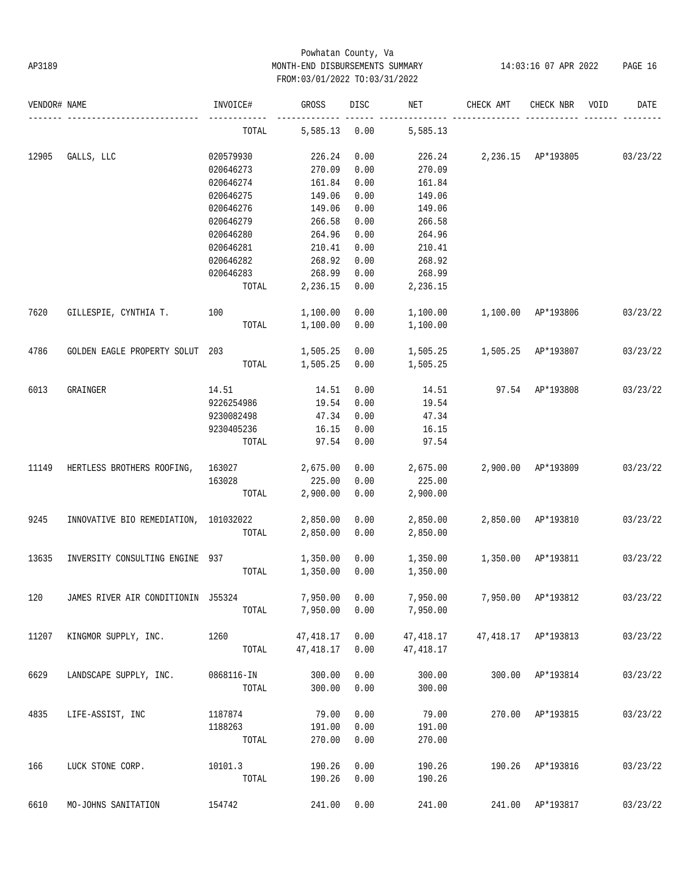Powhatan County, Va
AP3189 MONTH-END DISBURSEMENTS SUMMARY 14:03:16 07 APR 2022
FROM:03/01/2022 TO:03/31/2022

| VENDOR# | NAME | INVOICE# | GROSS | DISC | NET | CHECK AMT | CHECK NBR | VOID | DATE |
|---|---|---|---|---|---|---|---|---|---|
| | | TOTAL | 5,585.13 | 0.00 | 5,585.13 | | | | |
| 12905 | GALLS, LLC | 020579930 | 226.24 | 0.00 | 226.24 | 2,236.15 | AP*193805 | | 03/23/22 |
| | | 020646273 | 270.09 | 0.00 | 270.09 | | | | |
| | | 020646274 | 161.84 | 0.00 | 161.84 | | | | |
| | | 020646275 | 149.06 | 0.00 | 149.06 | | | | |
| | | 020646276 | 149.06 | 0.00 | 149.06 | | | | |
| | | 020646279 | 266.58 | 0.00 | 266.58 | | | | |
| | | 020646280 | 264.96 | 0.00 | 264.96 | | | | |
| | | 020646281 | 210.41 | 0.00 | 210.41 | | | | |
| | | 020646282 | 268.92 | 0.00 | 268.92 | | | | |
| | | 020646283 | 268.99 | 0.00 | 268.99 | | | | |
| | | TOTAL | 2,236.15 | 0.00 | 2,236.15 | | | | |
| 7620 | GILLESPIE, CYNTHIA T. | 100 | 1,100.00 | 0.00 | 1,100.00 | 1,100.00 | AP*193806 | | 03/23/22 |
| | | TOTAL | 1,100.00 | 0.00 | 1,100.00 | | | | |
| 4786 | GOLDEN EAGLE PROPERTY SOLUT | 203 | 1,505.25 | 0.00 | 1,505.25 | 1,505.25 | AP*193807 | | 03/23/22 |
| | | TOTAL | 1,505.25 | 0.00 | 1,505.25 | | | | |
| 6013 | GRAINGER | 14.51 | 14.51 | 0.00 | 14.51 | 97.54 | AP*193808 | | 03/23/22 |
| | | 9226254986 | 19.54 | 0.00 | 19.54 | | | | |
| | | 9230082498 | 47.34 | 0.00 | 47.34 | | | | |
| | | 9230405236 | 16.15 | 0.00 | 16.15 | | | | |
| | | TOTAL | 97.54 | 0.00 | 97.54 | | | | |
| 11149 | HERTLESS BROTHERS ROOFING, | 163027 | 2,675.00 | 0.00 | 2,675.00 | 2,900.00 | AP*193809 | | 03/23/22 |
| | | 163028 | 225.00 | 0.00 | 225.00 | | | | |
| | | TOTAL | 2,900.00 | 0.00 | 2,900.00 | | | | |
| 9245 | INNOVATIVE BIO REMEDIATION, | 101032022 | 2,850.00 | 0.00 | 2,850.00 | 2,850.00 | AP*193810 | | 03/23/22 |
| | | TOTAL | 2,850.00 | 0.00 | 2,850.00 | | | | |
| 13635 | INVERSITY CONSULTING ENGINE | 937 | 1,350.00 | 0.00 | 1,350.00 | 1,350.00 | AP*193811 | | 03/23/22 |
| | | TOTAL | 1,350.00 | 0.00 | 1,350.00 | | | | |
| 120 | JAMES RIVER AIR CONDITIONIN | J55324 | 7,950.00 | 0.00 | 7,950.00 | 7,950.00 | AP*193812 | | 03/23/22 |
| | | TOTAL | 7,950.00 | 0.00 | 7,950.00 | | | | |
| 11207 | KINGMOR SUPPLY, INC. | 1260 | 47,418.17 | 0.00 | 47,418.17 | 47,418.17 | AP*193813 | | 03/23/22 |
| | | TOTAL | 47,418.17 | 0.00 | 47,418.17 | | | | |
| 6629 | LANDSCAPE SUPPLY, INC. | 0868116-IN | 300.00 | 0.00 | 300.00 | 300.00 | AP*193814 | | 03/23/22 |
| | | TOTAL | 300.00 | 0.00 | 300.00 | | | | |
| 4835 | LIFE-ASSIST, INC | 1187874 | 79.00 | 0.00 | 79.00 | 270.00 | AP*193815 | | 03/23/22 |
| | | 1188263 | 191.00 | 0.00 | 191.00 | | | | |
| | | TOTAL | 270.00 | 0.00 | 270.00 | | | | |
| 166 | LUCK STONE CORP. | 10101.3 | 190.26 | 0.00 | 190.26 | 190.26 | AP*193816 | | 03/23/22 |
| | | TOTAL | 190.26 | 0.00 | 190.26 | | | | |
| 6610 | MO-JOHNS SANITATION | 154742 | 241.00 | 0.00 | 241.00 | 241.00 | AP*193817 | | 03/23/22 |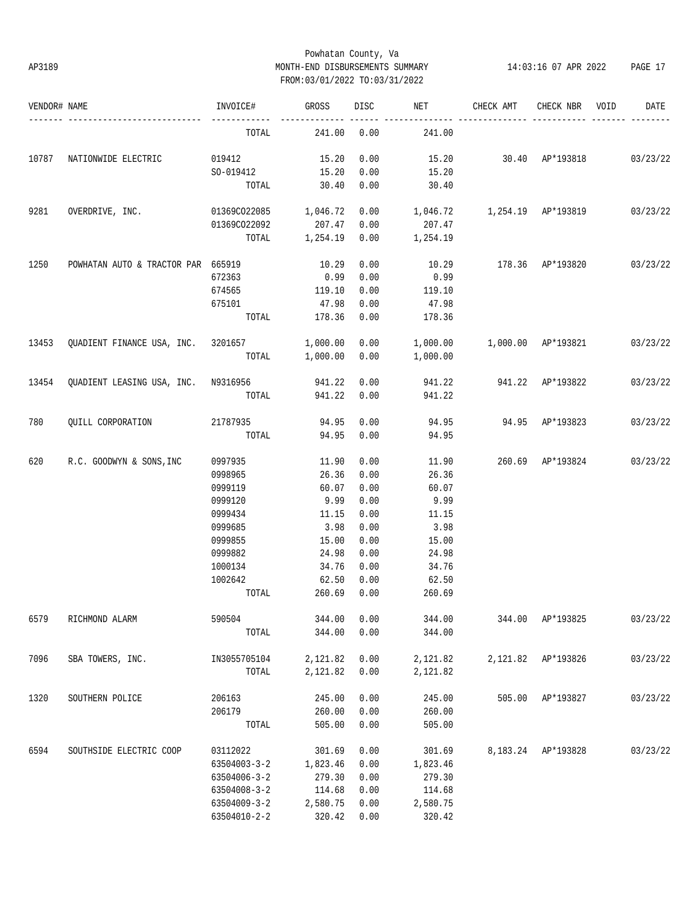Powhatan County, Va
AP3189 MONTH-END DISBURSEMENTS SUMMARY 14:03:16 07 APR 2022
FROM:03/01/2022 TO:03/31/2022

| VENDOR# | NAME | INVOICE# | GROSS | DISC | NET | CHECK AMT | CHECK NBR | VOID | DATE |
|---|---|---|---|---|---|---|---|---|---|
| | | TOTAL | 241.00 | 0.00 | 241.00 | | | | |
| 10787 | NATIONWIDE ELECTRIC | 019412 | 15.20 | 0.00 | 15.20 | 30.40 | AP*193818 | | 03/23/22 |
| | | SO-019412 | 15.20 | 0.00 | 15.20 | | | | |
| | | TOTAL | 30.40 | 0.00 | 30.40 | | | | |
| 9281 | OVERDRIVE, INC. | 01369CO22085 | 1,046.72 | 0.00 | 1,046.72 | 1,254.19 | AP*193819 | | 03/23/22 |
| | | 01369CO22092 | 207.47 | 0.00 | 207.47 | | | | |
| | | TOTAL | 1,254.19 | 0.00 | 1,254.19 | | | | |
| 1250 | POWHATAN AUTO & TRACTOR PAR | 665919 | 10.29 | 0.00 | 10.29 | 178.36 | AP*193820 | | 03/23/22 |
| | | 672363 | 0.99 | 0.00 | 0.99 | | | | |
| | | 674565 | 119.10 | 0.00 | 119.10 | | | | |
| | | 675101 | 47.98 | 0.00 | 47.98 | | | | |
| | | TOTAL | 178.36 | 0.00 | 178.36 | | | | |
| 13453 | QUADIENT FINANCE USA, INC. | 3201657 | 1,000.00 | 0.00 | 1,000.00 | 1,000.00 | AP*193821 | | 03/23/22 |
| | | TOTAL | 1,000.00 | 0.00 | 1,000.00 | | | | |
| 13454 | QUADIENT LEASING USA, INC. | N9316956 | 941.22 | 0.00 | 941.22 | 941.22 | AP*193822 | | 03/23/22 |
| | | TOTAL | 941.22 | 0.00 | 941.22 | | | | |
| 780 | QUILL CORPORATION | 21787935 | 94.95 | 0.00 | 94.95 | 94.95 | AP*193823 | | 03/23/22 |
| | | TOTAL | 94.95 | 0.00 | 94.95 | | | | |
| 620 | R.C. GOODWYN & SONS,INC | 0997935 | 11.90 | 0.00 | 11.90 | 260.69 | AP*193824 | | 03/23/22 |
| | | 0998965 | 26.36 | 0.00 | 26.36 | | | | |
| | | 0999119 | 60.07 | 0.00 | 60.07 | | | | |
| | | 0999120 | 9.99 | 0.00 | 9.99 | | | | |
| | | 0999434 | 11.15 | 0.00 | 11.15 | | | | |
| | | 0999685 | 3.98 | 0.00 | 3.98 | | | | |
| | | 0999855 | 15.00 | 0.00 | 15.00 | | | | |
| | | 0999882 | 24.98 | 0.00 | 24.98 | | | | |
| | | 1000134 | 34.76 | 0.00 | 34.76 | | | | |
| | | 1002642 | 62.50 | 0.00 | 62.50 | | | | |
| | | TOTAL | 260.69 | 0.00 | 260.69 | | | | |
| 6579 | RICHMOND ALARM | 590504 | 344.00 | 0.00 | 344.00 | 344.00 | AP*193825 | | 03/23/22 |
| | | TOTAL | 344.00 | 0.00 | 344.00 | | | | |
| 7096 | SBA TOWERS, INC. | IN3055705104 | 2,121.82 | 0.00 | 2,121.82 | 2,121.82 | AP*193826 | | 03/23/22 |
| | | TOTAL | 2,121.82 | 0.00 | 2,121.82 | | | | |
| 1320 | SOUTHERN POLICE | 206163 | 245.00 | 0.00 | 245.00 | 505.00 | AP*193827 | | 03/23/22 |
| | | 206179 | 260.00 | 0.00 | 260.00 | | | | |
| | | TOTAL | 505.00 | 0.00 | 505.00 | | | | |
| 6594 | SOUTHSIDE ELECTRIC COOP | 03112022 | 301.69 | 0.00 | 301.69 | 8,183.24 | AP*193828 | | 03/23/22 |
| | | 63504003-3-2 | 1,823.46 | 0.00 | 1,823.46 | | | | |
| | | 63504006-3-2 | 279.30 | 0.00 | 279.30 | | | | |
| | | 63504008-3-2 | 114.68 | 0.00 | 114.68 | | | | |
| | | 63504009-3-2 | 2,580.75 | 0.00 | 2,580.75 | | | | |
| | | 63504010-2-2 | 320.42 | 0.00 | 320.42 | | | | |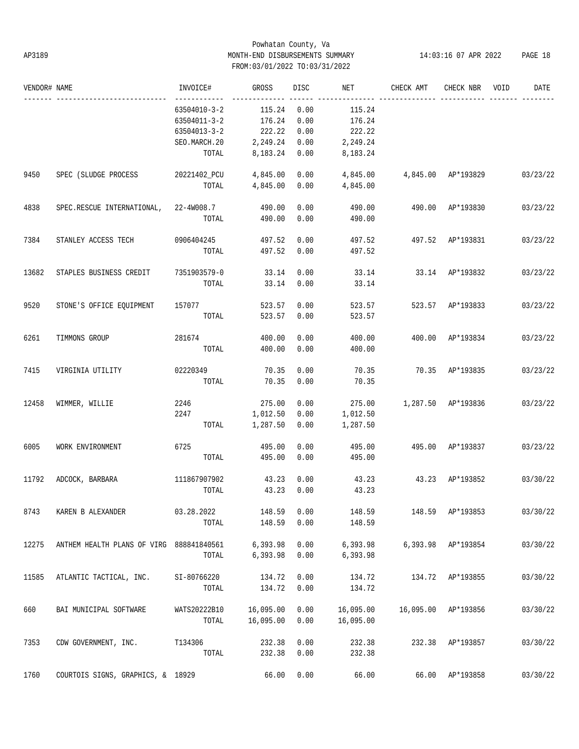Powhatan County, Va
AP3189 MONTH-END DISBURSEMENTS SUMMARY
FROM:03/01/2022 TO:03/31/2022

| VENDOR# | NAME | INVOICE# | GROSS | DISC | NET | CHECK AMT | CHECK NBR | VOID | DATE |
|---|---|---|---|---|---|---|---|---|---|
| | | 63504010-3-2 | 115.24 | 0.00 | 115.24 | | | | |
| | | 63504011-3-2 | 176.24 | 0.00 | 176.24 | | | | |
| | | 63504013-3-2 | 222.22 | 0.00 | 222.22 | | | | |
| | | SEO.MARCH.20 | 2,249.24 | 0.00 | 2,249.24 | | | | |
| | | TOTAL | 8,183.24 | 0.00 | 8,183.24 | | | | |
| 9450 | SPEC (SLUDGE PROCESS | 20221402_PCU | 4,845.00 | 0.00 | 4,845.00 | 4,845.00 | AP*193829 | | 03/23/22 |
| | | TOTAL | 4,845.00 | 0.00 | 4,845.00 | | | | |
| 4838 | SPEC.RESCUE INTERNATIONAL, | 22-4W008.7 | 490.00 | 0.00 | 490.00 | 490.00 | AP*193830 | | 03/23/22 |
| | | TOTAL | 490.00 | 0.00 | 490.00 | | | | |
| 7384 | STANLEY ACCESS TECH | 0906404245 | 497.52 | 0.00 | 497.52 | 497.52 | AP*193831 | | 03/23/22 |
| | | TOTAL | 497.52 | 0.00 | 497.52 | | | | |
| 13682 | STAPLES BUSINESS CREDIT | 7351903579-0 | 33.14 | 0.00 | 33.14 | 33.14 | AP*193832 | | 03/23/22 |
| | | TOTAL | 33.14 | 0.00 | 33.14 | | | | |
| 9520 | STONE'S OFFICE EQUIPMENT | 157077 | 523.57 | 0.00 | 523.57 | 523.57 | AP*193833 | | 03/23/22 |
| | | TOTAL | 523.57 | 0.00 | 523.57 | | | | |
| 6261 | TIMMONS GROUP | 281674 | 400.00 | 0.00 | 400.00 | 400.00 | AP*193834 | | 03/23/22 |
| | | TOTAL | 400.00 | 0.00 | 400.00 | | | | |
| 7415 | VIRGINIA UTILITY | 02220349 | 70.35 | 0.00 | 70.35 | 70.35 | AP*193835 | | 03/23/22 |
| | | TOTAL | 70.35 | 0.00 | 70.35 | | | | |
| 12458 | WIMMER, WILLIE | 2246 | 275.00 | 0.00 | 275.00 | 1,287.50 | AP*193836 | | 03/23/22 |
| | | 2247 | 1,012.50 | 0.00 | 1,012.50 | | | | |
| | | TOTAL | 1,287.50 | 0.00 | 1,287.50 | | | | |
| 6005 | WORK ENVIRONMENT | 6725 | 495.00 | 0.00 | 495.00 | 495.00 | AP*193837 | | 03/23/22 |
| | | TOTAL | 495.00 | 0.00 | 495.00 | | | | |
| 11792 | ADCOCK, BARBARA | 111867907902 | 43.23 | 0.00 | 43.23 | 43.23 | AP*193852 | | 03/30/22 |
| | | TOTAL | 43.23 | 0.00 | 43.23 | | | | |
| 8743 | KAREN B ALEXANDER | 03.28.2022 | 148.59 | 0.00 | 148.59 | 148.59 | AP*193853 | | 03/30/22 |
| | | TOTAL | 148.59 | 0.00 | 148.59 | | | | |
| 12275 | ANTHEM HEALTH PLANS OF VIRG | 888841840561 | 6,393.98 | 0.00 | 6,393.98 | 6,393.98 | AP*193854 | | 03/30/22 |
| | | TOTAL | 6,393.98 | 0.00 | 6,393.98 | | | | |
| 11585 | ATLANTIC TACTICAL, INC. | SI-80766220 | 134.72 | 0.00 | 134.72 | 134.72 | AP*193855 | | 03/30/22 |
| | | TOTAL | 134.72 | 0.00 | 134.72 | | | | |
| 660 | BAI MUNICIPAL SOFTWARE | WATS20222B10 | 16,095.00 | 0.00 | 16,095.00 | 16,095.00 | AP*193856 | | 03/30/22 |
| | | TOTAL | 16,095.00 | 0.00 | 16,095.00 | | | | |
| 7353 | CDW GOVERNMENT, INC. | T134306 | 232.38 | 0.00 | 232.38 | 232.38 | AP*193857 | | 03/30/22 |
| | | TOTAL | 232.38 | 0.00 | 232.38 | | | | |
| 1760 | COURTOIS SIGNS, GRAPHICS, & | 18929 | 66.00 | 0.00 | 66.00 | 66.00 | AP*193858 | | 03/30/22 |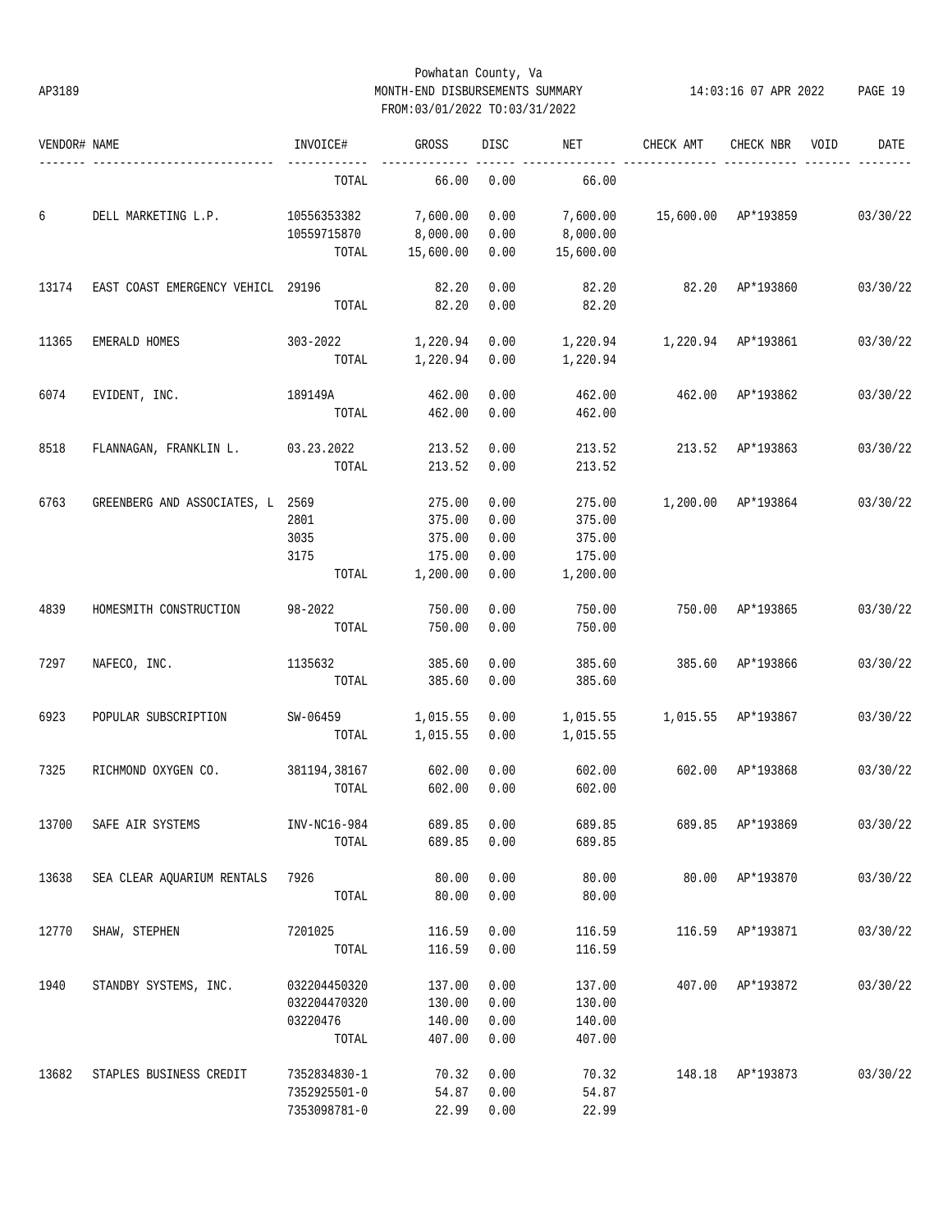Powhatan County, Va
MONTH-END DISBURSEMENTS SUMMARY
FROM:03/01/2022 TO:03/31/2022

AP3189 14:03:16 07 APR 2022 PAGE 19

| VENDOR# | NAME | INVOICE# | GROSS | DISC | NET | CHECK AMT | CHECK NBR | VOID | DATE |
|---|---|---|---|---|---|---|---|---|---|
| | | TOTAL | 66.00 | 0.00 | 66.00 | | | | |
| 6 | DELL MARKETING L.P. | 10556353382 | 7,600.00 | 0.00 | 7,600.00 | 15,600.00 | AP*193859 | | 03/30/22 |
| | | 10559715870 | 8,000.00 | 0.00 | 8,000.00 | | | | |
| | | TOTAL | 15,600.00 | 0.00 | 15,600.00 | | | | |
| 13174 | EAST COAST EMERGENCY VEHICL | 29196 | 82.20 | 0.00 | 82.20 | 82.20 | AP*193860 | | 03/30/22 |
| | | TOTAL | 82.20 | 0.00 | 82.20 | | | | |
| 11365 | EMERALD HOMES | 303-2022 | 1,220.94 | 0.00 | 1,220.94 | 1,220.94 | AP*193861 | | 03/30/22 |
| | | TOTAL | 1,220.94 | 0.00 | 1,220.94 | | | | |
| 6074 | EVIDENT, INC. | 189149A | 462.00 | 0.00 | 462.00 | 462.00 | AP*193862 | | 03/30/22 |
| | | TOTAL | 462.00 | 0.00 | 462.00 | | | | |
| 8518 | FLANNAGAN, FRANKLIN L. | 03.23.2022 | 213.52 | 0.00 | 213.52 | 213.52 | AP*193863 | | 03/30/22 |
| | | TOTAL | 213.52 | 0.00 | 213.52 | | | | |
| 6763 | GREENBERG AND ASSOCIATES, L | 2569 | 275.00 | 0.00 | 275.00 | 1,200.00 | AP*193864 | | 03/30/22 |
| | | 2801 | 375.00 | 0.00 | 375.00 | | | | |
| | | 3035 | 375.00 | 0.00 | 375.00 | | | | |
| | | 3175 | 175.00 | 0.00 | 175.00 | | | | |
| | | TOTAL | 1,200.00 | 0.00 | 1,200.00 | | | | |
| 4839 | HOMESMITH CONSTRUCTION | 98-2022 | 750.00 | 0.00 | 750.00 | 750.00 | AP*193865 | | 03/30/22 |
| | | TOTAL | 750.00 | 0.00 | 750.00 | | | | |
| 7297 | NAFECO, INC. | 1135632 | 385.60 | 0.00 | 385.60 | 385.60 | AP*193866 | | 03/30/22 |
| | | TOTAL | 385.60 | 0.00 | 385.60 | | | | |
| 6923 | POPULAR SUBSCRIPTION | SW-06459 | 1,015.55 | 0.00 | 1,015.55 | 1,015.55 | AP*193867 | | 03/30/22 |
| | | TOTAL | 1,015.55 | 0.00 | 1,015.55 | | | | |
| 7325 | RICHMOND OXYGEN CO. | 381194,38167 | 602.00 | 0.00 | 602.00 | 602.00 | AP*193868 | | 03/30/22 |
| | | TOTAL | 602.00 | 0.00 | 602.00 | | | | |
| 13700 | SAFE AIR SYSTEMS | INV-NC16-984 | 689.85 | 0.00 | 689.85 | 689.85 | AP*193869 | | 03/30/22 |
| | | TOTAL | 689.85 | 0.00 | 689.85 | | | | |
| 13638 | SEA CLEAR AQUARIUM RENTALS | 7926 | 80.00 | 0.00 | 80.00 | 80.00 | AP*193870 | | 03/30/22 |
| | | TOTAL | 80.00 | 0.00 | 80.00 | | | | |
| 12770 | SHAW, STEPHEN | 7201025 | 116.59 | 0.00 | 116.59 | 116.59 | AP*193871 | | 03/30/22 |
| | | TOTAL | 116.59 | 0.00 | 116.59 | | | | |
| 1940 | STANDBY SYSTEMS, INC. | 032204450320 | 137.00 | 0.00 | 137.00 | 407.00 | AP*193872 | | 03/30/22 |
| | | 032204470320 | 130.00 | 0.00 | 130.00 | | | | |
| | | 03220476 | 140.00 | 0.00 | 140.00 | | | | |
| | | TOTAL | 407.00 | 0.00 | 407.00 | | | | |
| 13682 | STAPLES BUSINESS CREDIT | 7352834830-1 | 70.32 | 0.00 | 70.32 | 148.18 | AP*193873 | | 03/30/22 |
| | | 7352925501-0 | 54.87 | 0.00 | 54.87 | | | | |
| | | 7353098781-0 | 22.99 | 0.00 | 22.99 | | | | |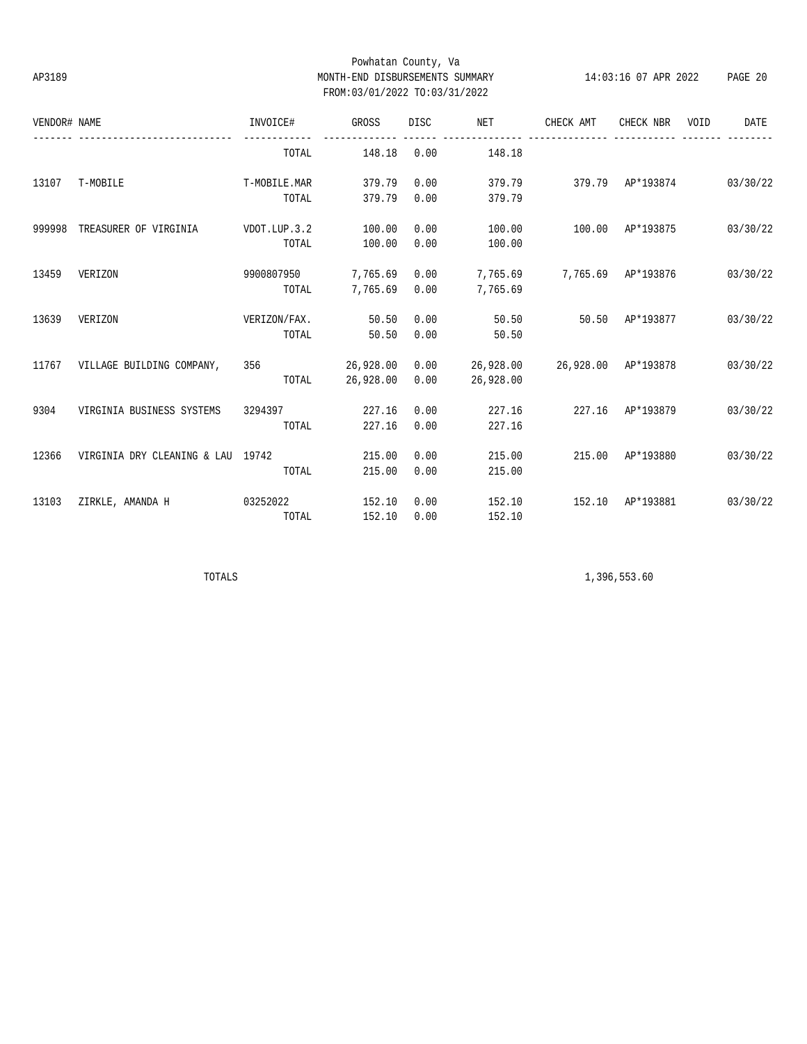Powhatan County, Va
MONTH-END DISBURSEMENTS SUMMARY
FROM:03/01/2022 TO:03/31/2022

AP3189 14:03:16 07 APR 2022

| VENDOR# | NAME | INVOICE# | GROSS | DISC | NET | CHECK AMT | CHECK NBR | VOID | DATE |
|---|---|---|---|---|---|---|---|---|---|
| | | TOTAL | 148.18 | 0.00 | 148.18 | | | | |
| 13107 | T-MOBILE | T-MOBILE.MAR | 379.79 | 0.00 | 379.79 | 379.79 | AP*193874 | | 03/30/22 |
| | | TOTAL | 379.79 | 0.00 | 379.79 | | | | |
| 999998 | TREASURER OF VIRGINIA | VDOT.LUP.3.2 | 100.00 | 0.00 | 100.00 | 100.00 | AP*193875 | | 03/30/22 |
| | | TOTAL | 100.00 | 0.00 | 100.00 | | | | |
| 13459 | VERIZON | 9900807950 | 7,765.69 | 0.00 | 7,765.69 | 7,765.69 | AP*193876 | | 03/30/22 |
| | | TOTAL | 7,765.69 | 0.00 | 7,765.69 | | | | |
| 13639 | VERIZON | VERIZON/FAX. | 50.50 | 0.00 | 50.50 | 50.50 | AP*193877 | | 03/30/22 |
| | | TOTAL | 50.50 | 0.00 | 50.50 | | | | |
| 11767 | VILLAGE BUILDING COMPANY, | 356 | 26,928.00 | 0.00 | 26,928.00 | 26,928.00 | AP*193878 | | 03/30/22 |
| | | TOTAL | 26,928.00 | 0.00 | 26,928.00 | | | | |
| 9304 | VIRGINIA BUSINESS SYSTEMS | 3294397 | 227.16 | 0.00 | 227.16 | 227.16 | AP*193879 | | 03/30/22 |
| | | TOTAL | 227.16 | 0.00 | 227.16 | | | | |
| 12366 | VIRGINIA DRY CLEANING & LAU | 19742 | 215.00 | 0.00 | 215.00 | 215.00 | AP*193880 | | 03/30/22 |
| | | TOTAL | 215.00 | 0.00 | 215.00 | | | | |
| 13103 | ZIRKLE, AMANDA H | 03252022 | 152.10 | 0.00 | 152.10 | 152.10 | AP*193881 | | 03/30/22 |
| | | TOTAL | 152.10 | 0.00 | 152.10 | | | | |
| | TOTALS | | | | | 1,396,553.60 | | | |